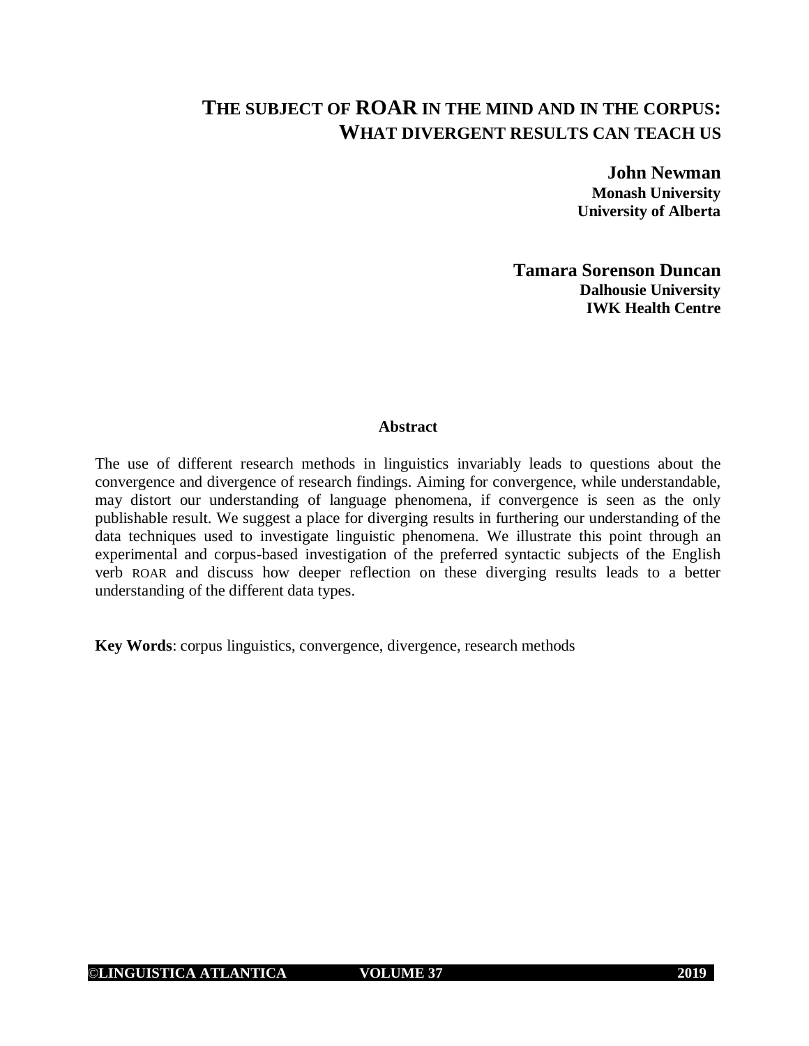# THE SUBJECT OF ROAR IN THE MIND AND IN THE CORPUS: WHAT DIVERGENT RESULTS CAN TEACH US

**John Newman**
**Monash University**
**University of Alberta**

**Tamara Sorenson Duncan**
**Dalhousie University**
**IWK Health Centre**

### Abstract

The use of different research methods in linguistics invariably leads to questions about the convergence and divergence of research findings. Aiming for convergence, while understandable, may distort our understanding of language phenomena, if convergence is seen as the only publishable result. We suggest a place for diverging results in furthering our understanding of the data techniques used to investigate linguistic phenomena. We illustrate this point through an experimental and corpus-based investigation of the preferred syntactic subjects of the English verb ROAR and discuss how deeper reflection on these diverging results leads to a better understanding of the different data types.

**Key Words**: corpus linguistics, convergence, divergence, research methods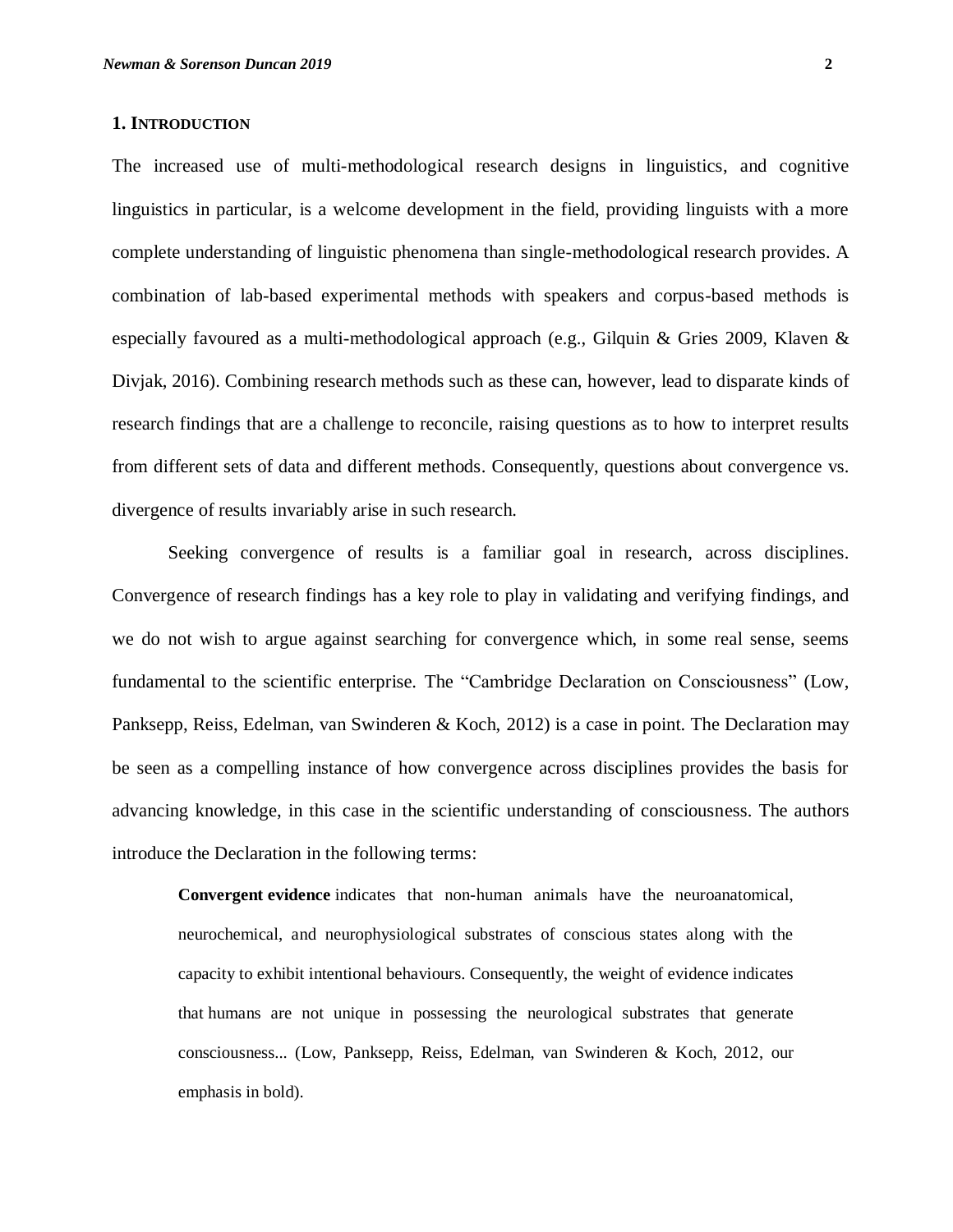## 1. Introduction

The increased use of multi-methodological research designs in linguistics, and cognitive linguistics in particular, is a welcome development in the field, providing linguists with a more complete understanding of linguistic phenomena than single-methodological research provides. A combination of lab-based experimental methods with speakers and corpus-based methods is especially favoured as a multi-methodological approach (e.g., Gilquin & Gries 2009, Klaven & Divjak, 2016). Combining research methods such as these can, however, lead to disparate kinds of research findings that are a challenge to reconcile, raising questions as to how to interpret results from different sets of data and different methods. Consequently, questions about convergence vs. divergence of results invariably arise in such research.

Seeking convergence of results is a familiar goal in research, across disciplines. Convergence of research findings has a key role to play in validating and verifying findings, and we do not wish to argue against searching for convergence which, in some real sense, seems fundamental to the scientific enterprise. The "Cambridge Declaration on Consciousness" (Low, Panksepp, Reiss, Edelman, van Swinderen & Koch, 2012) is a case in point. The Declaration may be seen as a compelling instance of how convergence across disciplines provides the basis for advancing knowledge, in this case in the scientific understanding of consciousness. The authors introduce the Declaration in the following terms:

> **Convergent evidence** indicates that non-human animals have the neuroanatomical, neurochemical, and neurophysiological substrates of conscious states along with the capacity to exhibit intentional behaviours. Consequently, the weight of evidence indicates that humans are not unique in possessing the neurological substrates that generate consciousness... (Low, Panksepp, Reiss, Edelman, van Swinderen & Koch, 2012, our emphasis in bold).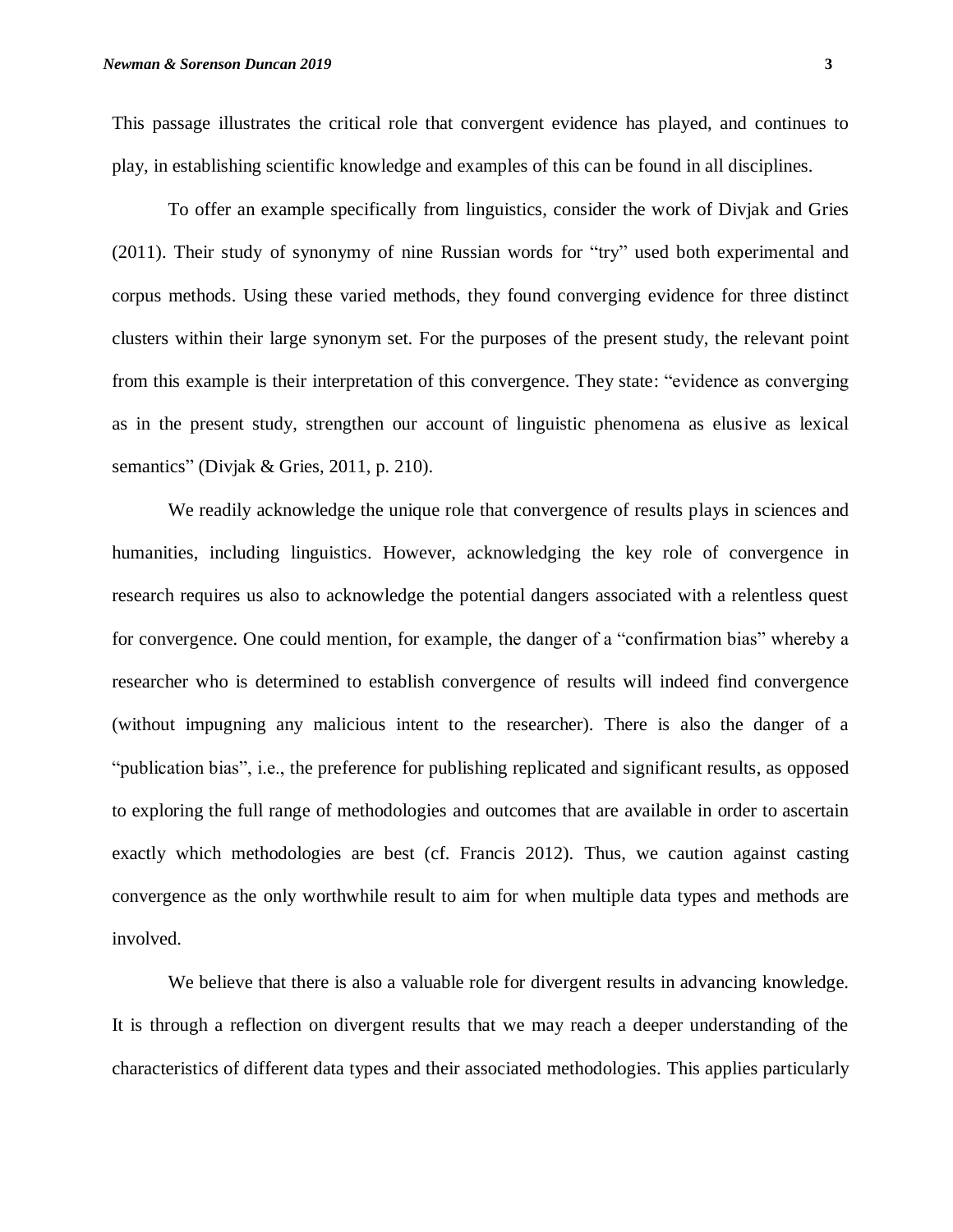This passage illustrates the critical role that convergent evidence has played, and continues to play, in establishing scientific knowledge and examples of this can be found in all disciplines.

To offer an example specifically from linguistics, consider the work of Divjak and Gries (2011). Their study of synonymy of nine Russian words for "try" used both experimental and corpus methods. Using these varied methods, they found converging evidence for three distinct clusters within their large synonym set. For the purposes of the present study, the relevant point from this example is their interpretation of this convergence. They state: "evidence as converging as in the present study, strengthen our account of linguistic phenomena as elusive as lexical semantics" (Divjak & Gries, 2011, p. 210).

We readily acknowledge the unique role that convergence of results plays in sciences and humanities, including linguistics. However, acknowledging the key role of convergence in research requires us also to acknowledge the potential dangers associated with a relentless quest for convergence. One could mention, for example, the danger of a "confirmation bias" whereby a researcher who is determined to establish convergence of results will indeed find convergence (without impugning any malicious intent to the researcher). There is also the danger of a "publication bias", i.e., the preference for publishing replicated and significant results, as opposed to exploring the full range of methodologies and outcomes that are available in order to ascertain exactly which methodologies are best (cf. Francis 2012). Thus, we caution against casting convergence as the only worthwhile result to aim for when multiple data types and methods are involved.

We believe that there is also a valuable role for divergent results in advancing knowledge. It is through a reflection on divergent results that we may reach a deeper understanding of the characteristics of different data types and their associated methodologies. This applies particularly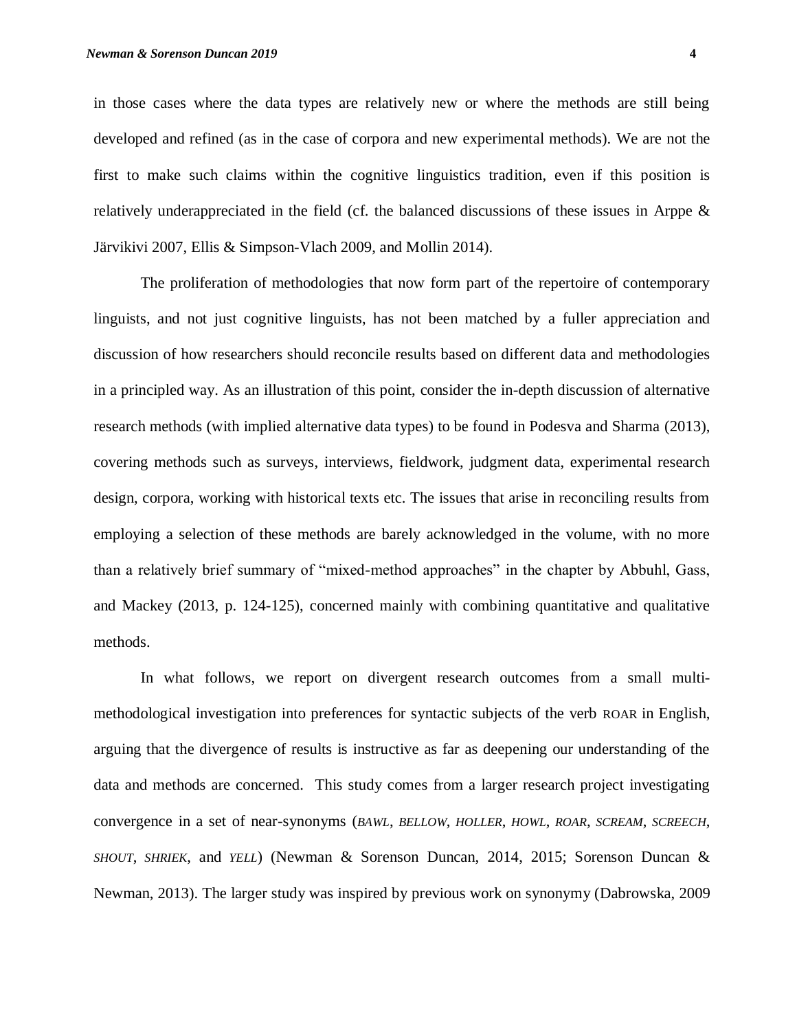in those cases where the data types are relatively new or where the methods are still being developed and refined (as in the case of corpora and new experimental methods). We are not the first to make such claims within the cognitive linguistics tradition, even if this position is relatively underappreciated in the field (cf. the balanced discussions of these issues in Arppe & Järvikivi 2007, Ellis & Simpson-Vlach 2009, and Mollin 2014).

The proliferation of methodologies that now form part of the repertoire of contemporary linguists, and not just cognitive linguists, has not been matched by a fuller appreciation and discussion of how researchers should reconcile results based on different data and methodologies in a principled way. As an illustration of this point, consider the in-depth discussion of alternative research methods (with implied alternative data types) to be found in Podesva and Sharma (2013), covering methods such as surveys, interviews, fieldwork, judgment data, experimental research design, corpora, working with historical texts etc. The issues that arise in reconciling results from employing a selection of these methods are barely acknowledged in the volume, with no more than a relatively brief summary of "mixed-method approaches" in the chapter by Abbuhl, Gass, and Mackey (2013, p. 124-125), concerned mainly with combining quantitative and qualitative methods.

In what follows, we report on divergent research outcomes from a small multi-methodological investigation into preferences for syntactic subjects of the verb ROAR in English, arguing that the divergence of results is instructive as far as deepening our understanding of the data and methods are concerned. This study comes from a larger research project investigating convergence in a set of near-synonyms (*BAWL*, *BELLOW*, *HOLLER*, *HOWL*, *ROAR*, *SCREAM*, *SCREECH*, *SHOUT*, *SHRIEK*, and *YELL*) (Newman & Sorenson Duncan, 2014, 2015; Sorenson Duncan & Newman, 2013). The larger study was inspired by previous work on synonymy (Dabrowska, 2009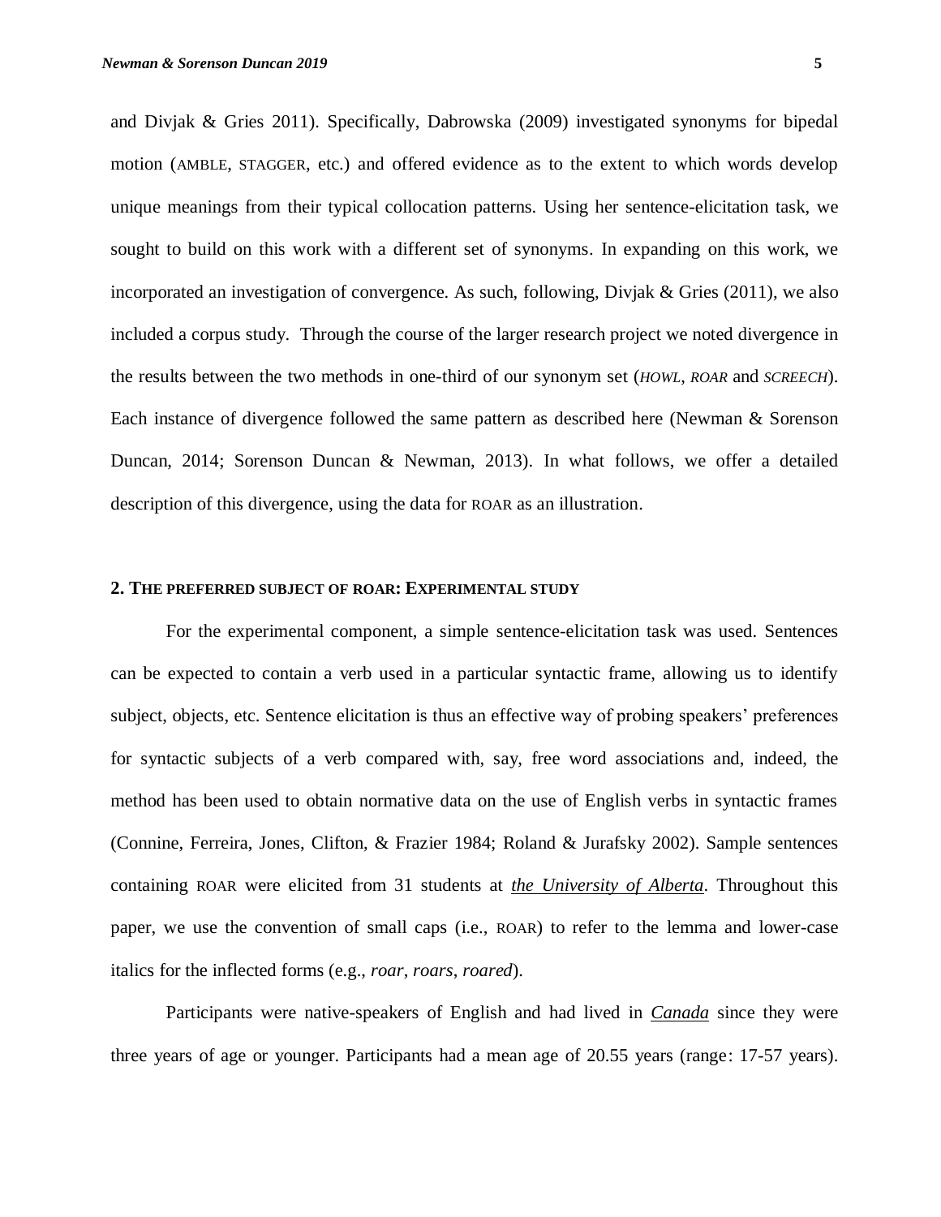and Divjak & Gries 2011). Specifically, Dabrowska (2009) investigated synonyms for bipedal motion (AMBLE, STAGGER, etc.) and offered evidence as to the extent to which words develop unique meanings from their typical collocation patterns. Using her sentence-elicitation task, we sought to build on this work with a different set of synonyms. In expanding on this work, we incorporated an investigation of convergence. As such, following, Divjak & Gries (2011), we also included a corpus study. Through the course of the larger research project we noted divergence in the results between the two methods in one-third of our synonym set (*HOWL*, *ROAR* and *SCREECH*). Each instance of divergence followed the same pattern as described here (Newman & Sorenson Duncan, 2014; Sorenson Duncan & Newman, 2013). In what follows, we offer a detailed description of this divergence, using the data for ROAR as an illustration.

## 2. The preferred subject of roar: Experimental study

For the experimental component, a simple sentence-elicitation task was used. Sentences can be expected to contain a verb used in a particular syntactic frame, allowing us to identify subject, objects, etc. Sentence elicitation is thus an effective way of probing speakers' preferences for syntactic subjects of a verb compared with, say, free word associations and, indeed, the method has been used to obtain normative data on the use of English verbs in syntactic frames (Connine, Ferreira, Jones, Clifton, & Frazier 1984; Roland & Jurafsky 2002). Sample sentences containing ROAR were elicited from 31 students at *the University of Alberta*. Throughout this paper, we use the convention of small caps (i.e., ROAR) to refer to the lemma and lower-case italics for the inflected forms (e.g., *roar*, *roars*, *roared*).

Participants were native-speakers of English and had lived in *Canada* since they were three years of age or younger. Participants had a mean age of 20.55 years (range: 17-57 years).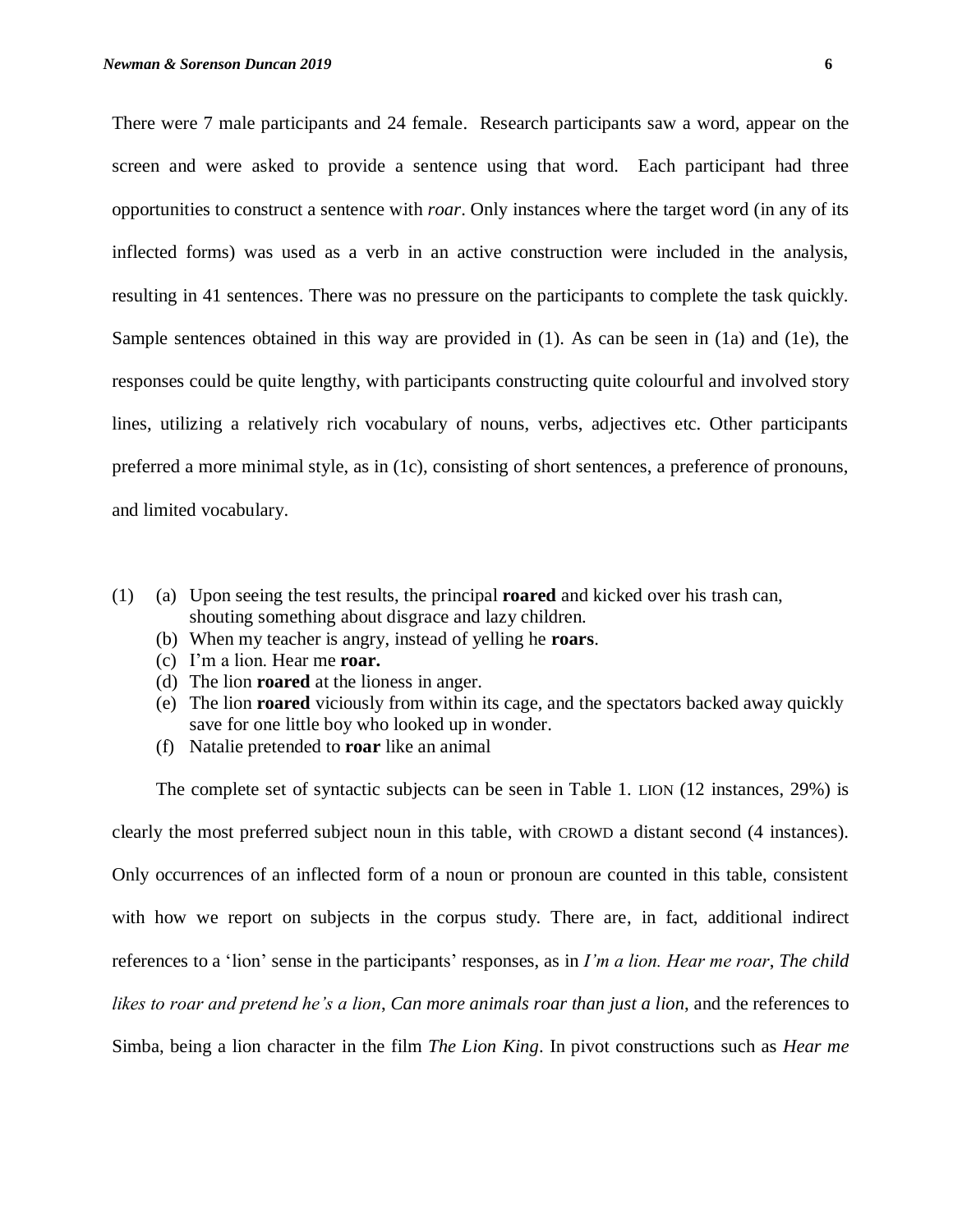There were 7 male participants and 24 female. Research participants saw a word, appear on the screen and were asked to provide a sentence using that word. Each participant had three opportunities to construct a sentence with *roar*. Only instances where the target word (in any of its inflected forms) was used as a verb in an active construction were included in the analysis, resulting in 41 sentences. There was no pressure on the participants to complete the task quickly. Sample sentences obtained in this way are provided in (1). As can be seen in (1a) and (1e), the responses could be quite lengthy, with participants constructing quite colourful and involved story lines, utilizing a relatively rich vocabulary of nouns, verbs, adjectives etc. Other participants preferred a more minimal style, as in (1c), consisting of short sentences, a preference of pronouns, and limited vocabulary.

(1) (a) Upon seeing the test results, the principal **roared** and kicked over his trash can, shouting something about disgrace and lazy children.
 (b) When my teacher is angry, instead of yelling he **roars**.
 (c) I'm a lion. Hear me **roar.**
 (d) The lion **roared** at the lioness in anger.
 (e) The lion **roared** viciously from within its cage, and the spectators backed away quickly save for one little boy who looked up in wonder.
 (f) Natalie pretended to **roar** like an animal

The complete set of syntactic subjects can be seen in Table 1. LION (12 instances, 29%) is clearly the most preferred subject noun in this table, with CROWD a distant second (4 instances). Only occurrences of an inflected form of a noun or pronoun are counted in this table, consistent with how we report on subjects in the corpus study. There are, in fact, additional indirect references to a 'lion' sense in the participants' responses, as in *I'm a lion. Hear me roar*, *The child likes to roar and pretend he's a lion*, *Can more animals roar than just a lion*, and the references to Simba, being a lion character in the film *The Lion King*. In pivot constructions such as *Hear me*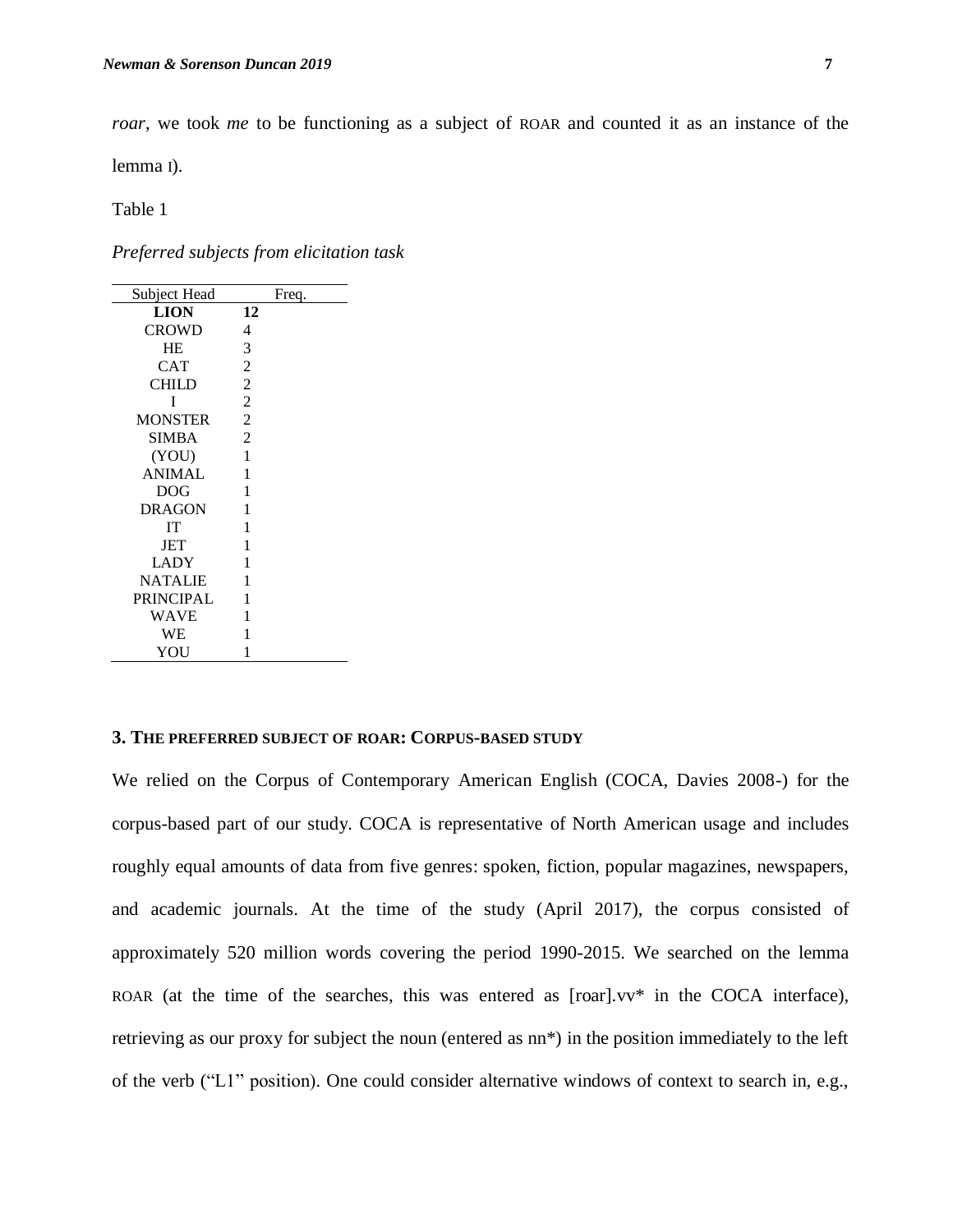*roar*, we took *me* to be functioning as a subject of ROAR and counted it as an instance of the lemma I).

Table 1

*Preferred subjects from elicitation task*

| Subject Head | Freq. |
|---|---|
| **LION** | **12** |
| CROWD | 4 |
| HE | 3 |
| CAT | 2 |
| CHILD | 2 |
| I | 2 |
| MONSTER | 2 |
| SIMBA | 2 |
| (YOU) | 1 |
| ANIMAL | 1 |
| DOG | 1 |
| DRAGON | 1 |
| IT | 1 |
| JET | 1 |
| LADY | 1 |
| NATALIE | 1 |
| PRINCIPAL | 1 |
| WAVE | 1 |
| WE | 1 |
| YOU | 1 |

### 3. THE PREFERRED SUBJECT OF ROAR: CORPUS-BASED STUDY

We relied on the Corpus of Contemporary American English (COCA, Davies 2008-) for the corpus-based part of our study. COCA is representative of North American usage and includes roughly equal amounts of data from five genres: spoken, fiction, popular magazines, newspapers, and academic journals. At the time of the study (April 2017), the corpus consisted of approximately 520 million words covering the period 1990-2015. We searched on the lemma ROAR (at the time of the searches, this was entered as [roar].vv* in the COCA interface), retrieving as our proxy for subject the noun (entered as nn*) in the position immediately to the left of the verb ("L1" position). One could consider alternative windows of context to search in, e.g.,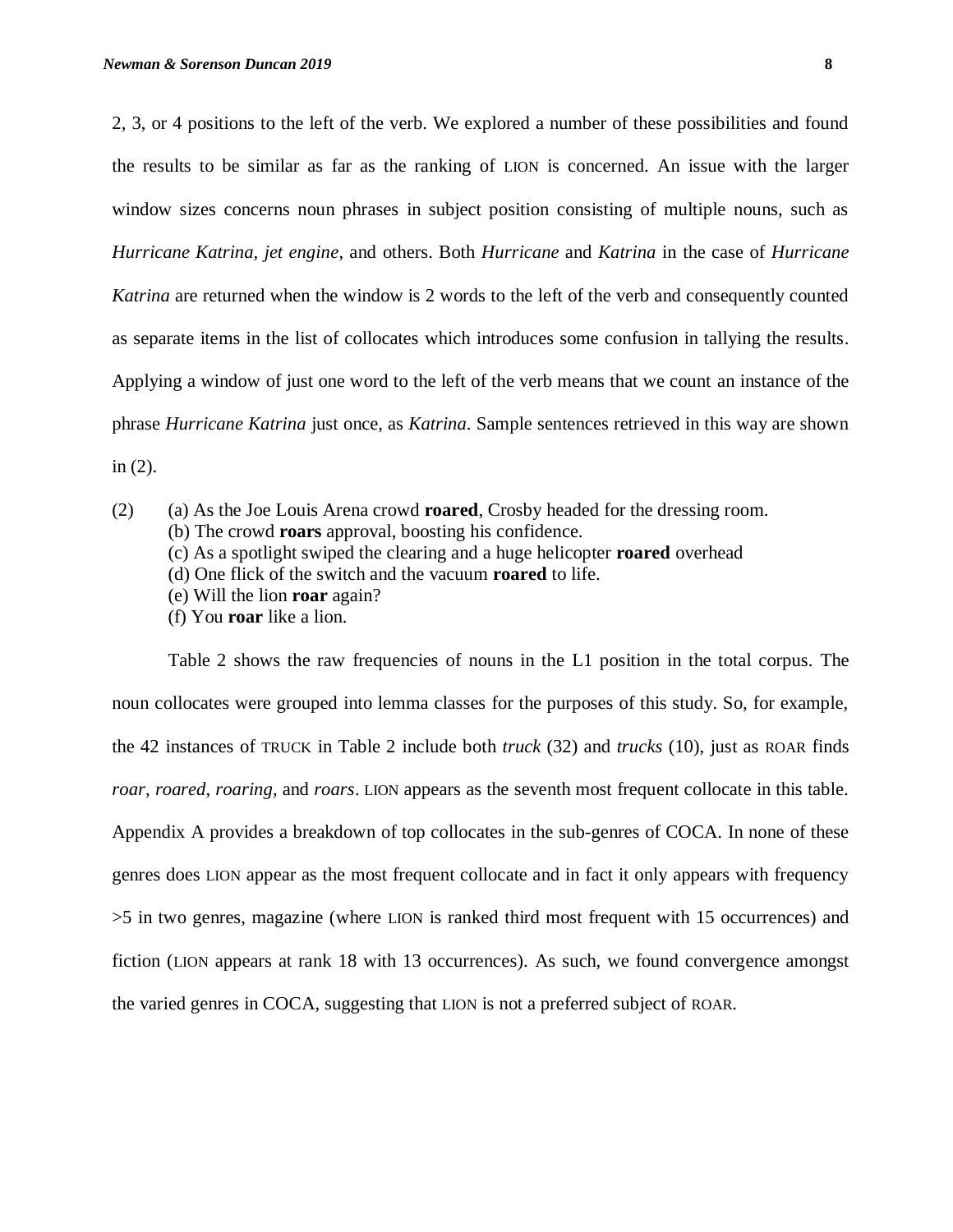2, 3, or 4 positions to the left of the verb. We explored a number of these possibilities and found the results to be similar as far as the ranking of LION is concerned. An issue with the larger window sizes concerns noun phrases in subject position consisting of multiple nouns, such as *Hurricane Katrina, jet engine*, and others. Both *Hurricane* and *Katrina* in the case of *Hurricane Katrina* are returned when the window is 2 words to the left of the verb and consequently counted as separate items in the list of collocates which introduces some confusion in tallying the results. Applying a window of just one word to the left of the verb means that we count an instance of the phrase *Hurricane Katrina* just once, as *Katrina*. Sample sentences retrieved in this way are shown in (2).

(2) (a) As the Joe Louis Arena crowd **roared**, Crosby headed for the dressing room.
(b) The crowd **roars** approval, boosting his confidence.
(c) As a spotlight swiped the clearing and a huge helicopter **roared** overhead
(d) One flick of the switch and the vacuum **roared** to life.
(e) Will the lion **roar** again?
(f) You **roar** like a lion.

Table 2 shows the raw frequencies of nouns in the L1 position in the total corpus. The noun collocates were grouped into lemma classes for the purposes of this study. So, for example, the 42 instances of TRUCK in Table 2 include both *truck* (32) and *trucks* (10), just as ROAR finds *roar*, *roared*, *roaring*, and *roars*. LION appears as the seventh most frequent collocate in this table. Appendix A provides a breakdown of top collocates in the sub-genres of COCA. In none of these genres does LION appear as the most frequent collocate and in fact it only appears with frequency >5 in two genres, magazine (where LION is ranked third most frequent with 15 occurrences) and fiction (LION appears at rank 18 with 13 occurrences). As such, we found convergence amongst the varied genres in COCA, suggesting that LION is not a preferred subject of ROAR.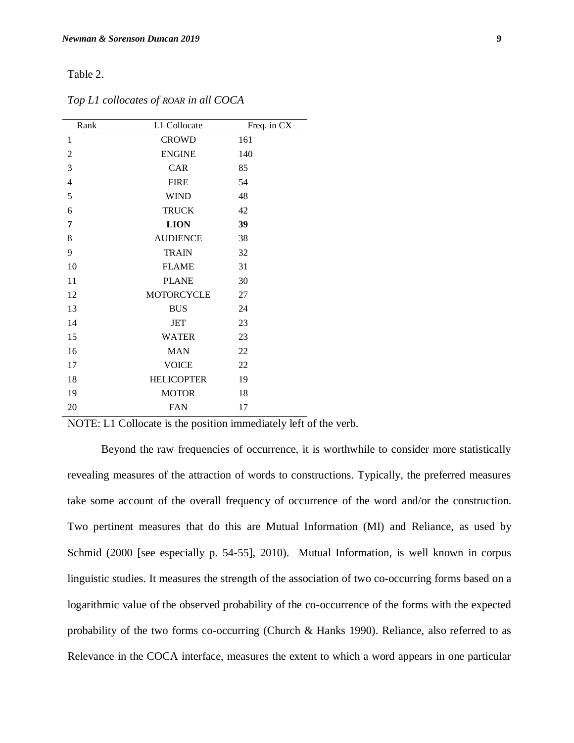Table 2.

*Top L1 collocates of ROAR in all COCA*

| Rank | L1 Collocate | Freq. in CX |
|---|---|---|
| 1 | CROWD | 161 |
| 2 | ENGINE | 140 |
| 3 | CAR | 85 |
| 4 | FIRE | 54 |
| 5 | WIND | 48 |
| 6 | TRUCK | 42 |
| **7** | **LION** | **39** |
| 8 | AUDIENCE | 38 |
| 9 | TRAIN | 32 |
| 10 | FLAME | 31 |
| 11 | PLANE | 30 |
| 12 | MOTORCYCLE | 27 |
| 13 | BUS | 24 |
| 14 | JET | 23 |
| 15 | WATER | 23 |
| 16 | MAN | 22 |
| 17 | VOICE | 22 |
| 18 | HELICOPTER | 19 |
| 19 | MOTOR | 18 |
| 20 | FAN | 17 |

NOTE: L1 Collocate is the position immediately left of the verb.

Beyond the raw frequencies of occurrence, it is worthwhile to consider more statistically revealing measures of the attraction of words to constructions. Typically, the preferred measures take some account of the overall frequency of occurrence of the word and/or the construction. Two pertinent measures that do this are Mutual Information (MI) and Reliance, as used by Schmid (2000 [see especially p. 54-55], 2010). Mutual Information, is well known in corpus linguistic studies. It measures the strength of the association of two co-occurring forms based on a logarithmic value of the observed probability of the co-occurrence of the forms with the expected probability of the two forms co-occurring (Church & Hanks 1990). Reliance, also referred to as Relevance in the COCA interface, measures the extent to which a word appears in one particular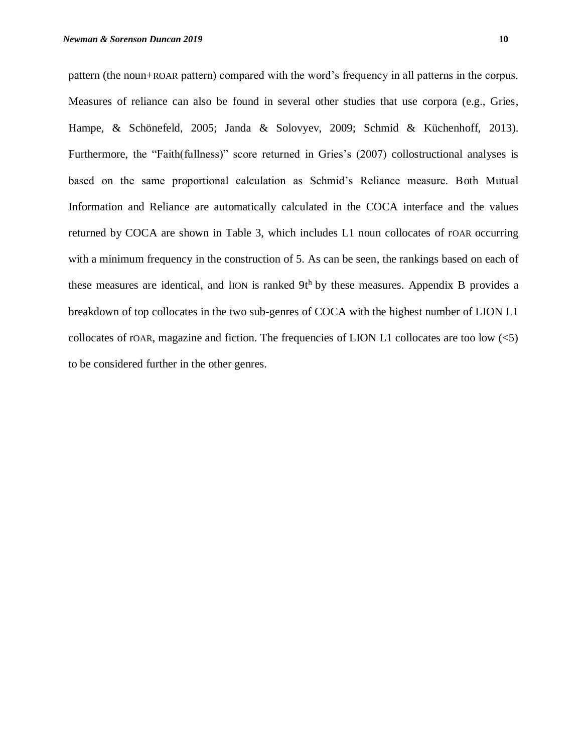pattern (the noun+ROAR pattern) compared with the word's frequency in all patterns in the corpus. Measures of reliance can also be found in several other studies that use corpora (e.g., Gries, Hampe, & Schönefeld, 2005; Janda & Solovyev, 2009; Schmid & Küchenhoff, 2013). Furthermore, the "Faith(fullness)" score returned in Gries's (2007) collostructional analyses is based on the same proportional calculation as Schmid's Reliance measure. Both Mutual Information and Reliance are automatically calculated in the COCA interface and the values returned by COCA are shown in Table 3, which includes L1 noun collocates of rOAR occurring with a minimum frequency in the construction of 5. As can be seen, the rankings based on each of these measures are identical, and lION is ranked 9th by these measures. Appendix B provides a breakdown of top collocates in the two sub-genres of COCA with the highest number of LION L1 collocates of rOAR, magazine and fiction. The frequencies of LION L1 collocates are too low (<5) to be considered further in the other genres.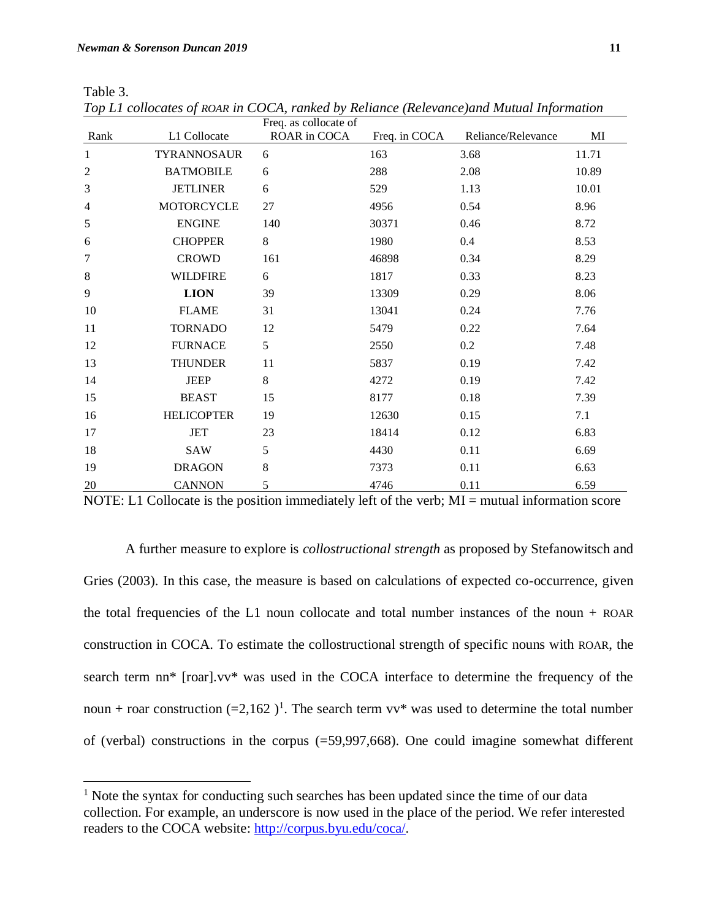Table 3.

*Top L1 collocates of* ROAR *in COCA, ranked by Reliance (Relevance)and Mutual Information*

| Rank | L1 Collocate | Freq. as collocate of ROAR in COCA | Freq. in COCA | Reliance/Relevance | MI |
|---|---|---|---|---|---|
| 1 | TYRANNOSAUR | 6 | 163 | 3.68 | 11.71 |
| 2 | BATMOBILE | 6 | 288 | 2.08 | 10.89 |
| 3 | JETLINER | 6 | 529 | 1.13 | 10.01 |
| 4 | MOTORCYCLE | 27 | 4956 | 0.54 | 8.96 |
| 5 | ENGINE | 140 | 30371 | 0.46 | 8.72 |
| 6 | CHOPPER | 8 | 1980 | 0.4 | 8.53 |
| 7 | CROWD | 161 | 46898 | 0.34 | 8.29 |
| 8 | WILDFIRE | 6 | 1817 | 0.33 | 8.23 |
| 9 | **LION** | 39 | 13309 | 0.29 | 8.06 |
| 10 | FLAME | 31 | 13041 | 0.24 | 7.76 |
| 11 | TORNADO | 12 | 5479 | 0.22 | 7.64 |
| 12 | FURNACE | 5 | 2550 | 0.2 | 7.48 |
| 13 | THUNDER | 11 | 5837 | 0.19 | 7.42 |
| 14 | JEEP | 8 | 4272 | 0.19 | 7.42 |
| 15 | BEAST | 15 | 8177 | 0.18 | 7.39 |
| 16 | HELICOPTER | 19 | 12630 | 0.15 | 7.1 |
| 17 | JET | 23 | 18414 | 0.12 | 6.83 |
| 18 | SAW | 5 | 4430 | 0.11 | 6.69 |
| 19 | DRAGON | 8 | 7373 | 0.11 | 6.63 |
| 20 | CANNON | 5 | 4746 | 0.11 | 6.59 |

NOTE: L1 Collocate is the position immediately left of the verb; MI = mutual information score

A further measure to explore is *collostructional strength* as proposed by Stefanowitsch and Gries (2003). In this case, the measure is based on calculations of expected co-occurrence, given the total frequencies of the L1 noun collocate and total number instances of the noun + ROAR construction in COCA. To estimate the collostructional strength of specific nouns with ROAR, the search term nn* [roar].vv* was used in the COCA interface to determine the frequency of the noun + roar construction (=2,162 )[1]. The search term vv* was used to determine the total number of (verbal) constructions in the corpus (=59,997,668). One could imagine somewhat different

[1] Note the syntax for conducting such searches has been updated since the time of our data collection. For example, an underscore is now used in the place of the period. We refer interested readers to the COCA website: http://corpus.byu.edu/coca/.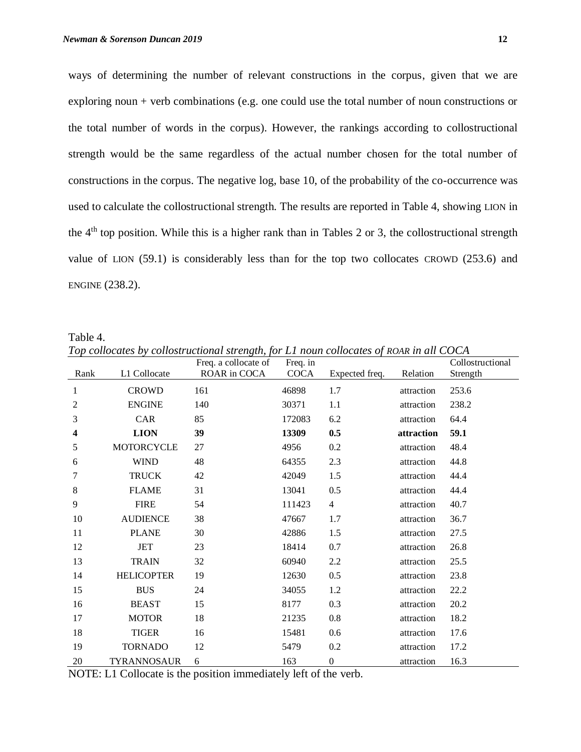ways of determining the number of relevant constructions in the corpus, given that we are exploring noun + verb combinations (e.g. one could use the total number of noun constructions or the total number of words in the corpus). However, the rankings according to collostructional strength would be the same regardless of the actual number chosen for the total number of constructions in the corpus. The negative log, base 10, of the probability of the co-occurrence was used to calculate the collostructional strength. The results are reported in Table 4, showing LION in the 4th top position. While this is a higher rank than in Tables 2 or 3, the collostructional strength value of LION (59.1) is considerably less than for the top two collocates CROWD (253.6) and ENGINE (238.2).

Table 4.

*Top collocates by collostructional strength, for L1 noun collocates of ROAR in all COCA*

| Rank | L1 Collocate | Freq. a collocate of ROAR in COCA | Freq. in COCA | Expected freq. | Relation | Collostructional Strength |
|---|---|---|---|---|---|---|
| 1 | CROWD | 161 | 46898 | 1.7 | attraction | 253.6 |
| 2 | ENGINE | 140 | 30371 | 1.1 | attraction | 238.2 |
| 3 | CAR | 85 | 172083 | 6.2 | attraction | 64.4 |
| **4** | **LION** | **39** | **13309** | **0.5** | **attraction** | **59.1** |
| 5 | MOTORCYCLE | 27 | 4956 | 0.2 | attraction | 48.4 |
| 6 | WIND | 48 | 64355 | 2.3 | attraction | 44.8 |
| 7 | TRUCK | 42 | 42049 | 1.5 | attraction | 44.4 |
| 8 | FLAME | 31 | 13041 | 0.5 | attraction | 44.4 |
| 9 | FIRE | 54 | 111423 | 4 | attraction | 40.7 |
| 10 | AUDIENCE | 38 | 47667 | 1.7 | attraction | 36.7 |
| 11 | PLANE | 30 | 42886 | 1.5 | attraction | 27.5 |
| 12 | JET | 23 | 18414 | 0.7 | attraction | 26.8 |
| 13 | TRAIN | 32 | 60940 | 2.2 | attraction | 25.5 |
| 14 | HELICOPTER | 19 | 12630 | 0.5 | attraction | 23.8 |
| 15 | BUS | 24 | 34055 | 1.2 | attraction | 22.2 |
| 16 | BEAST | 15 | 8177 | 0.3 | attraction | 20.2 |
| 17 | MOTOR | 18 | 21235 | 0.8 | attraction | 18.2 |
| 18 | TIGER | 16 | 15481 | 0.6 | attraction | 17.6 |
| 19 | TORNADO | 12 | 5479 | 0.2 | attraction | 17.2 |
| 20 | TYRANNOSAUR | 6 | 163 | 0 | attraction | 16.3 |

NOTE: L1 Collocate is the position immediately left of the verb.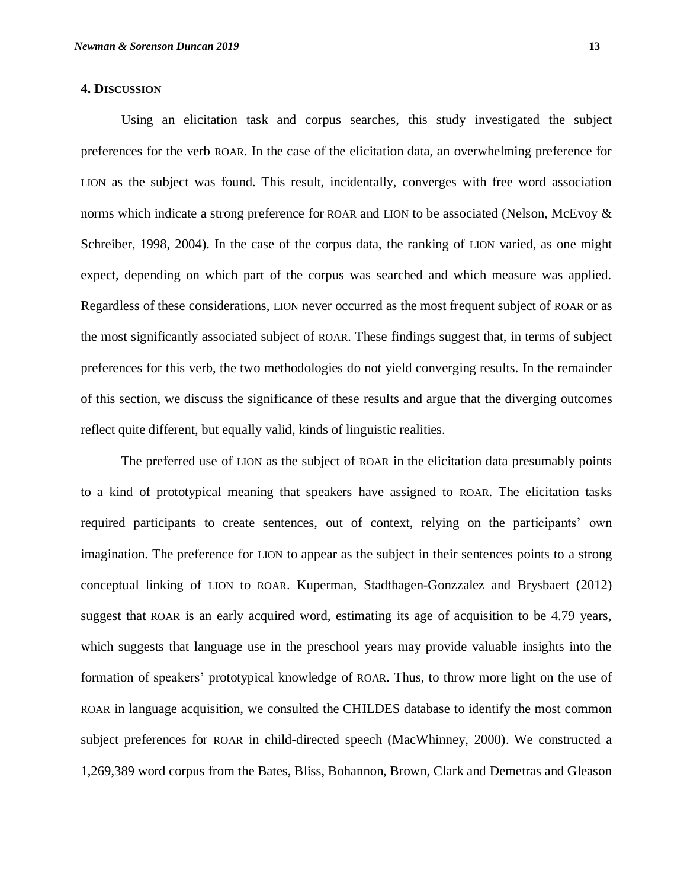## 4. Discussion

Using an elicitation task and corpus searches, this study investigated the subject preferences for the verb ROAR. In the case of the elicitation data, an overwhelming preference for LION as the subject was found. This result, incidentally, converges with free word association norms which indicate a strong preference for ROAR and LION to be associated (Nelson, McEvoy & Schreiber, 1998, 2004). In the case of the corpus data, the ranking of LION varied, as one might expect, depending on which part of the corpus was searched and which measure was applied. Regardless of these considerations, LION never occurred as the most frequent subject of ROAR or as the most significantly associated subject of ROAR. These findings suggest that, in terms of subject preferences for this verb, the two methodologies do not yield converging results. In the remainder of this section, we discuss the significance of these results and argue that the diverging outcomes reflect quite different, but equally valid, kinds of linguistic realities.

The preferred use of LION as the subject of ROAR in the elicitation data presumably points to a kind of prototypical meaning that speakers have assigned to ROAR. The elicitation tasks required participants to create sentences, out of context, relying on the participants' own imagination. The preference for LION to appear as the subject in their sentences points to a strong conceptual linking of LION to ROAR. Kuperman, Stadthagen-Gonzzalez and Brysbaert (2012) suggest that ROAR is an early acquired word, estimating its age of acquisition to be 4.79 years, which suggests that language use in the preschool years may provide valuable insights into the formation of speakers' prototypical knowledge of ROAR. Thus, to throw more light on the use of ROAR in language acquisition, we consulted the CHILDES database to identify the most common subject preferences for ROAR in child-directed speech (MacWhinney, 2000). We constructed a 1,269,389 word corpus from the Bates, Bliss, Bohannon, Brown, Clark and Demetras and Gleason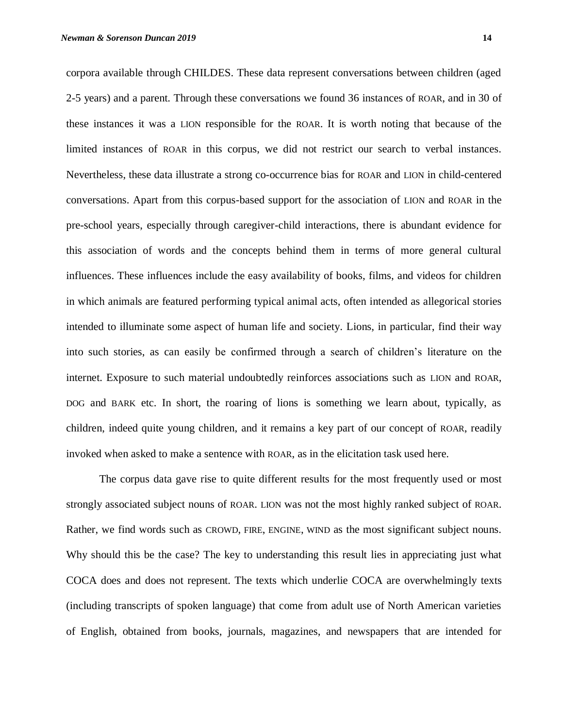corpora available through CHILDES. These data represent conversations between children (aged 2-5 years) and a parent. Through these conversations we found 36 instances of ROAR, and in 30 of these instances it was a LION responsible for the ROAR. It is worth noting that because of the limited instances of ROAR in this corpus, we did not restrict our search to verbal instances. Nevertheless, these data illustrate a strong co-occurrence bias for ROAR and LION in child-centered conversations. Apart from this corpus-based support for the association of LION and ROAR in the pre-school years, especially through caregiver-child interactions, there is abundant evidence for this association of words and the concepts behind them in terms of more general cultural influences. These influences include the easy availability of books, films, and videos for children in which animals are featured performing typical animal acts, often intended as allegorical stories intended to illuminate some aspect of human life and society. Lions, in particular, find their way into such stories, as can easily be confirmed through a search of children's literature on the internet. Exposure to such material undoubtedly reinforces associations such as LION and ROAR, DOG and BARK etc. In short, the roaring of lions is something we learn about, typically, as children, indeed quite young children, and it remains a key part of our concept of ROAR, readily invoked when asked to make a sentence with ROAR, as in the elicitation task used here.

The corpus data gave rise to quite different results for the most frequently used or most strongly associated subject nouns of ROAR. LION was not the most highly ranked subject of ROAR. Rather, we find words such as CROWD, FIRE, ENGINE, WIND as the most significant subject nouns. Why should this be the case? The key to understanding this result lies in appreciating just what COCA does and does not represent. The texts which underlie COCA are overwhelmingly texts (including transcripts of spoken language) that come from adult use of North American varieties of English, obtained from books, journals, magazines, and newspapers that are intended for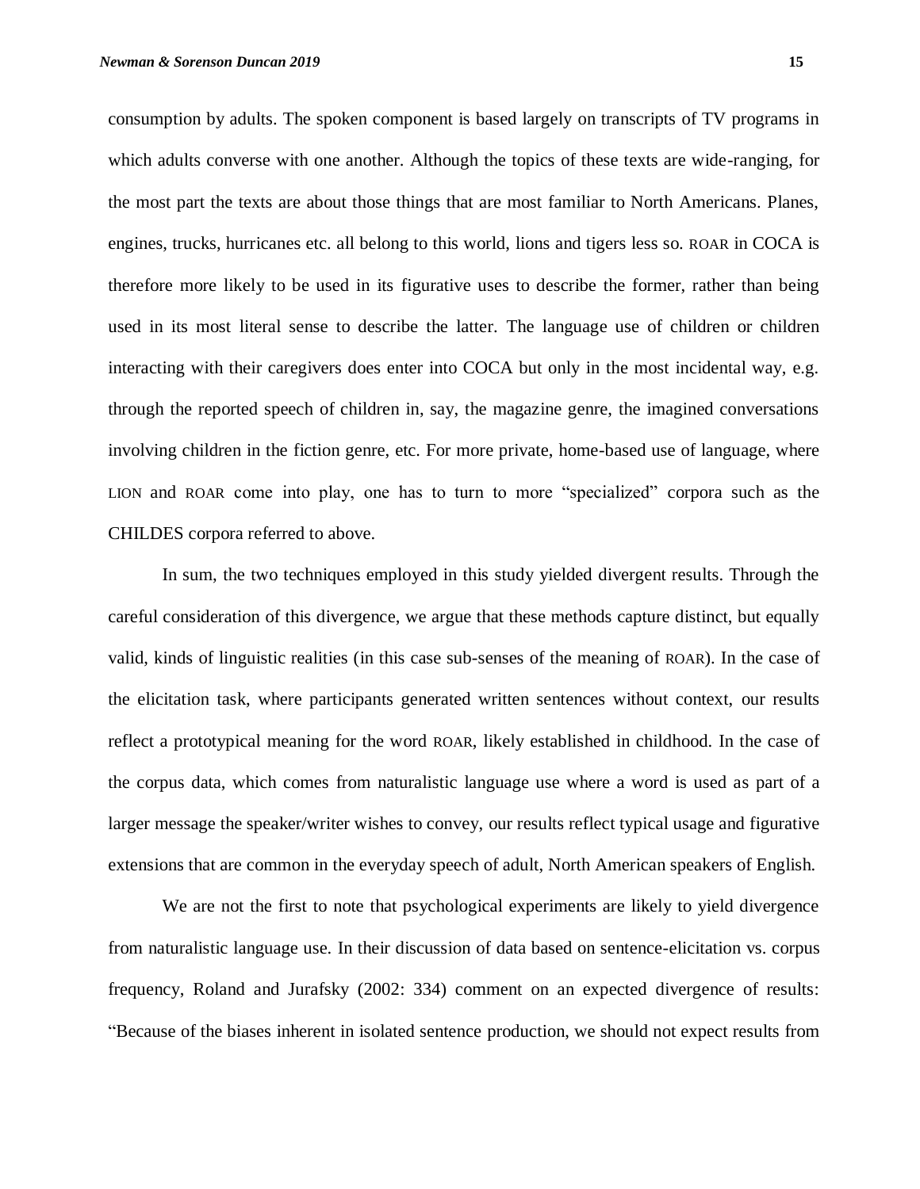consumption by adults. The spoken component is based largely on transcripts of TV programs in which adults converse with one another. Although the topics of these texts are wide-ranging, for the most part the texts are about those things that are most familiar to North Americans. Planes, engines, trucks, hurricanes etc. all belong to this world, lions and tigers less so. ROAR in COCA is therefore more likely to be used in its figurative uses to describe the former, rather than being used in its most literal sense to describe the latter. The language use of children or children interacting with their caregivers does enter into COCA but only in the most incidental way, e.g. through the reported speech of children in, say, the magazine genre, the imagined conversations involving children in the fiction genre, etc. For more private, home-based use of language, where LION and ROAR come into play, one has to turn to more "specialized" corpora such as the CHILDES corpora referred to above.

In sum, the two techniques employed in this study yielded divergent results. Through the careful consideration of this divergence, we argue that these methods capture distinct, but equally valid, kinds of linguistic realities (in this case sub-senses of the meaning of ROAR). In the case of the elicitation task, where participants generated written sentences without context, our results reflect a prototypical meaning for the word ROAR, likely established in childhood. In the case of the corpus data, which comes from naturalistic language use where a word is used as part of a larger message the speaker/writer wishes to convey, our results reflect typical usage and figurative extensions that are common in the everyday speech of adult, North American speakers of English.

We are not the first to note that psychological experiments are likely to yield divergence from naturalistic language use. In their discussion of data based on sentence-elicitation vs. corpus frequency, Roland and Jurafsky (2002: 334) comment on an expected divergence of results: "Because of the biases inherent in isolated sentence production, we should not expect results from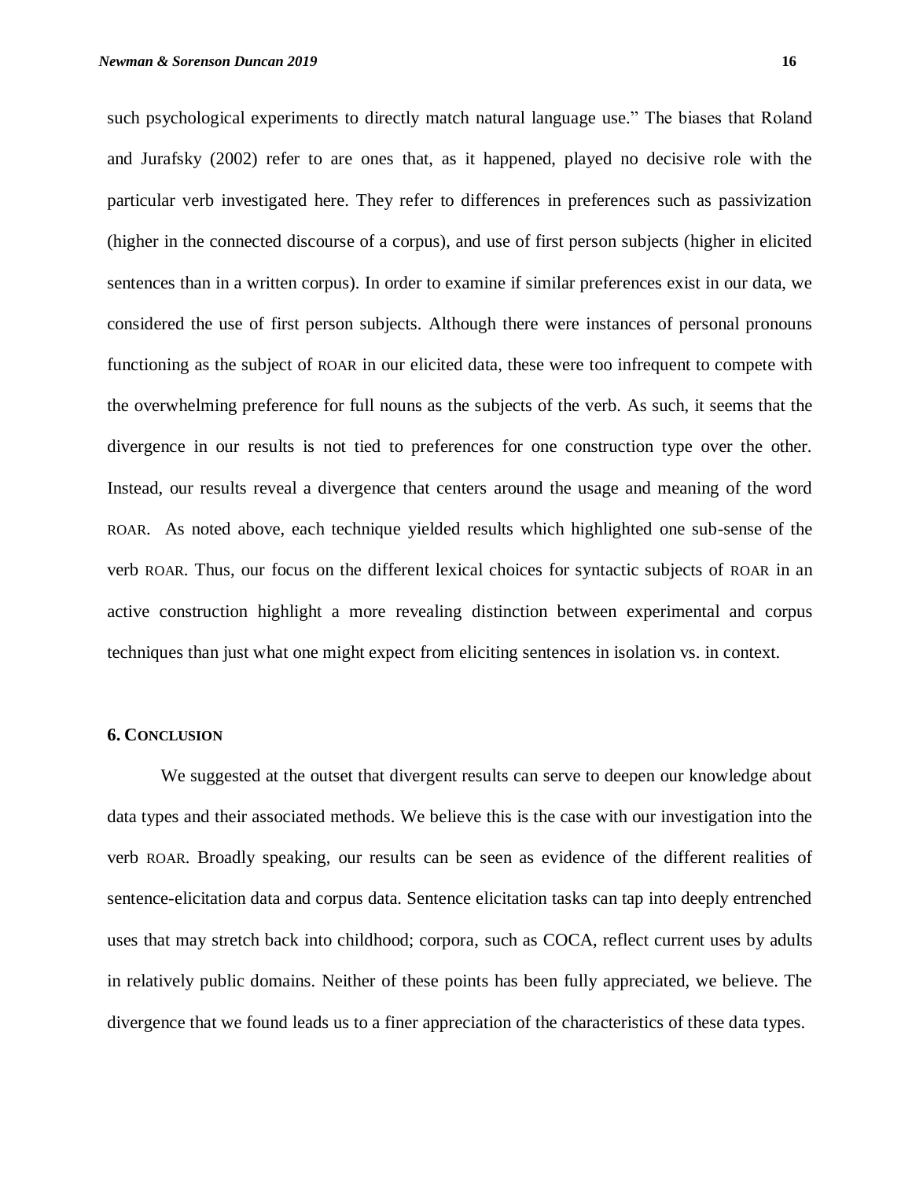such psychological experiments to directly match natural language use." The biases that Roland and Jurafsky (2002) refer to are ones that, as it happened, played no decisive role with the particular verb investigated here. They refer to differences in preferences such as passivization (higher in the connected discourse of a corpus), and use of first person subjects (higher in elicited sentences than in a written corpus). In order to examine if similar preferences exist in our data, we considered the use of first person subjects. Although there were instances of personal pronouns functioning as the subject of ROAR in our elicited data, these were too infrequent to compete with the overwhelming preference for full nouns as the subjects of the verb. As such, it seems that the divergence in our results is not tied to preferences for one construction type over the other. Instead, our results reveal a divergence that centers around the usage and meaning of the word ROAR. As noted above, each technique yielded results which highlighted one sub-sense of the verb ROAR. Thus, our focus on the different lexical choices for syntactic subjects of ROAR in an active construction highlight a more revealing distinction between experimental and corpus techniques than just what one might expect from eliciting sentences in isolation vs. in context.

## 6. Conclusion

We suggested at the outset that divergent results can serve to deepen our knowledge about data types and their associated methods. We believe this is the case with our investigation into the verb ROAR. Broadly speaking, our results can be seen as evidence of the different realities of sentence-elicitation data and corpus data. Sentence elicitation tasks can tap into deeply entrenched uses that may stretch back into childhood; corpora, such as COCA, reflect current uses by adults in relatively public domains. Neither of these points has been fully appreciated, we believe. The divergence that we found leads us to a finer appreciation of the characteristics of these data types.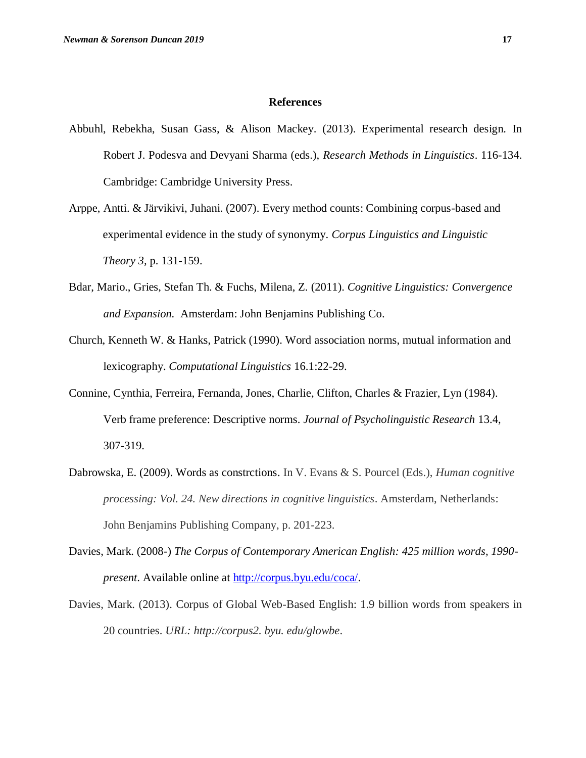## References

Abbuhl, Rebekha, Susan Gass, & Alison Mackey. (2013). Experimental research design. In Robert J. Podesva and Devyani Sharma (eds.), *Research Methods in Linguistics*. 116-134. Cambridge: Cambridge University Press.

Arppe, Antti. & Järvikivi, Juhani. (2007). Every method counts: Combining corpus-based and experimental evidence in the study of synonymy. *Corpus Linguistics and Linguistic Theory 3,* p. 131-159.

Bdar, Mario., Gries, Stefan Th. & Fuchs, Milena, Z. (2011). *Cognitive Linguistics: Convergence and Expansion.* Amsterdam: John Benjamins Publishing Co.

Church, Kenneth W. & Hanks, Patrick (1990). Word association norms, mutual information and lexicography. *Computational Linguistics* 16.1:22-29.

Connine, Cynthia, Ferreira, Fernanda, Jones, Charlie, Clifton, Charles & Frazier, Lyn (1984). Verb frame preference: Descriptive norms. *Journal of Psycholinguistic Research* 13.4, 307-319.

Dabrowska, E. (2009). Words as constrctions. In V. Evans & S. Pourcel (Eds.), *Human cognitive processing: Vol. 24. New directions in cognitive linguistics*. Amsterdam, Netherlands: John Benjamins Publishing Company, p. 201-223.

Davies, Mark. (2008-) *The Corpus of Contemporary American English: 425 million words, 1990-present*. Available online at http://corpus.byu.edu/coca/.

Davies, Mark. (2013). Corpus of Global Web-Based English: 1.9 billion words from speakers in 20 countries. *URL: http://corpus2. byu. edu/glowbe*.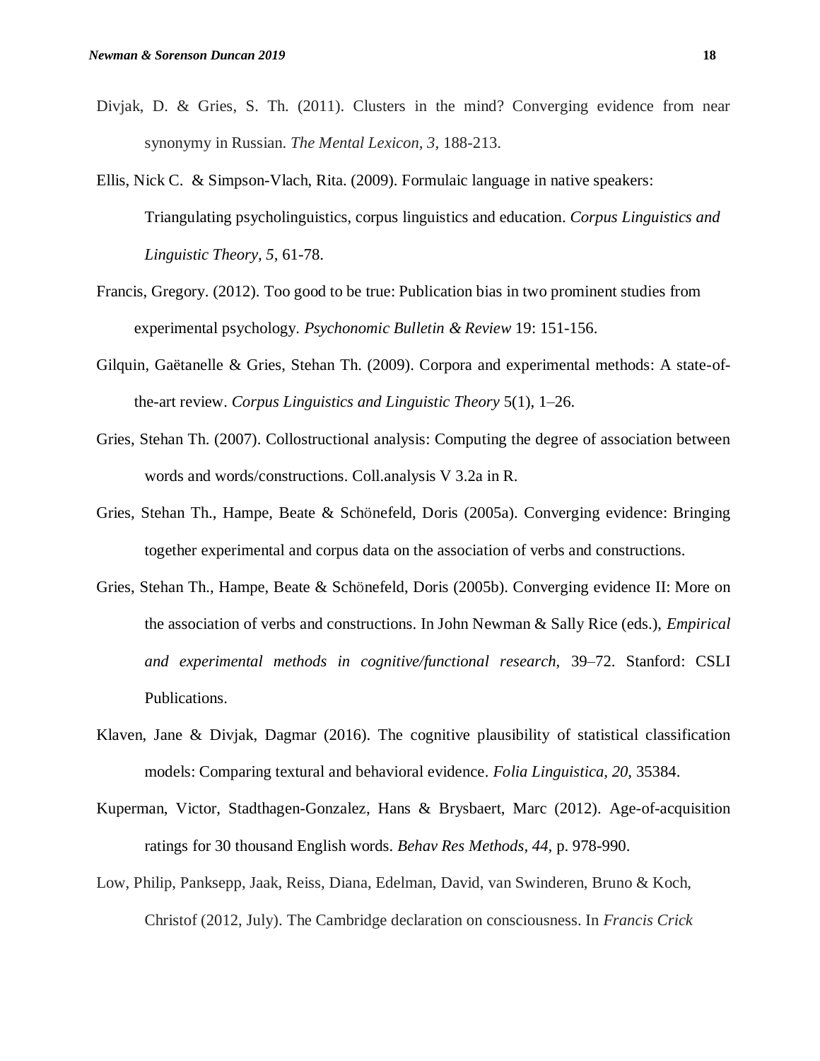Divjak, D. & Gries, S. Th. (2011). Clusters in the mind? Converging evidence from near synonymy in Russian. *The Mental Lexicon, 3*, 188-213.

Ellis, Nick C. & Simpson-Vlach, Rita. (2009). Formulaic language in native speakers: Triangulating psycholinguistics, corpus linguistics and education. *Corpus Linguistics and Linguistic Theory, 5,* 61-78.

Francis, Gregory. (2012). Too good to be true: Publication bias in two prominent studies from experimental psychology. *Psychonomic Bulletin & Review* 19: 151-156.

Gilquin, Gaëtanelle & Gries, Stehan Th. (2009). Corpora and experimental methods: A state-of-the-art review. *Corpus Linguistics and Linguistic Theory* 5(1), 1–26.

Gries, Stehan Th. (2007). Collostructional analysis: Computing the degree of association between words and words/constructions. Coll.analysis V 3.2a in R.

Gries, Stehan Th., Hampe, Beate & Schönefeld, Doris (2005a). Converging evidence: Bringing together experimental and corpus data on the association of verbs and constructions.

Gries, Stehan Th., Hampe, Beate & Schönefeld, Doris (2005b). Converging evidence II: More on the association of verbs and constructions. In John Newman & Sally Rice (eds.), *Empirical and experimental methods in cognitive/functional research*, 39–72. Stanford: CSLI Publications.

Klaven, Jane & Divjak, Dagmar (2016). The cognitive plausibility of statistical classification models: Comparing textural and behavioral evidence. *Folia Linguistica, 20,* 35384.

Kuperman, Victor, Stadthagen-Gonzalez, Hans & Brysbaert, Marc (2012). Age-of-acquisition ratings for 30 thousand English words. *Behav Res Methods, 44,* p. 978-990.

Low, Philip, Panksepp, Jaak, Reiss, Diana, Edelman, David, van Swinderen, Bruno & Koch, Christof (2012, July). The Cambridge declaration on consciousness. In *Francis Crick*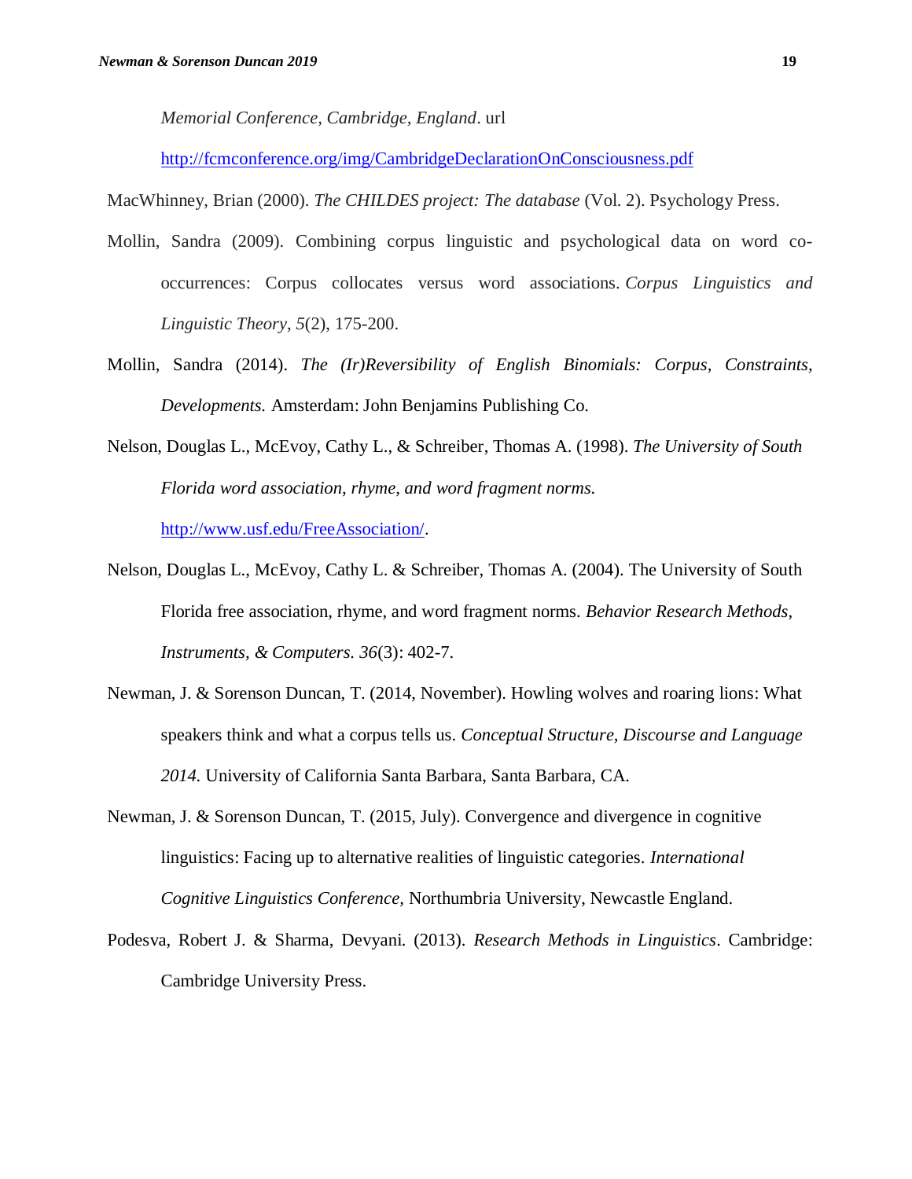*Memorial Conference, Cambridge, England*. url http://fcmconference.org/img/CambridgeDeclarationOnConsciousness.pdf

MacWhinney, Brian (2000). *The CHILDES project: The database* (Vol. 2). Psychology Press.

Mollin, Sandra (2009). Combining corpus linguistic and psychological data on word co-occurrences: Corpus collocates versus word associations. *Corpus Linguistics and Linguistic Theory*, *5*(2), 175-200.

Mollin, Sandra (2014). *The (Ir)Reversibility of English Binomials: Corpus, Constraints, Developments.* Amsterdam: John Benjamins Publishing Co.

Nelson, Douglas L., McEvoy, Cathy L., & Schreiber, Thomas A. (1998). *The University of South Florida word association, rhyme, and word fragment norms.* http://www.usf.edu/FreeAssociation/.

Nelson, Douglas L., McEvoy, Cathy L. & Schreiber, Thomas A. (2004). The University of South Florida free association, rhyme, and word fragment norms. *Behavior Research Methods, Instruments, & Computers. 36*(3): 402-7.

Newman, J. & Sorenson Duncan, T. (2014, November). Howling wolves and roaring lions: What speakers think and what a corpus tells us. *Conceptual Structure, Discourse and Language 2014.* University of California Santa Barbara, Santa Barbara, CA.

Newman, J. & Sorenson Duncan, T. (2015, July). Convergence and divergence in cognitive linguistics: Facing up to alternative realities of linguistic categories. *International Cognitive Linguistics Conference,* Northumbria University, Newcastle England.

Podesva, Robert J. & Sharma, Devyani. (2013). *Research Methods in Linguistics*. Cambridge: Cambridge University Press.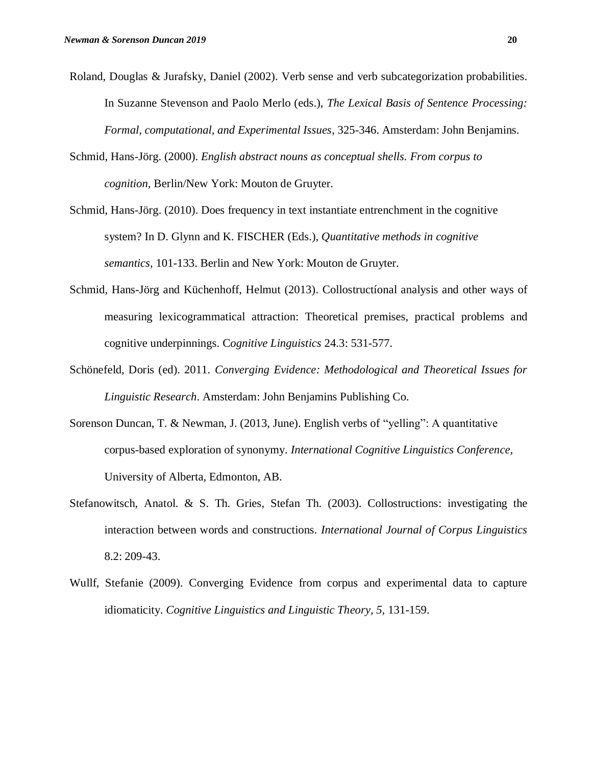Roland, Douglas & Jurafsky, Daniel (2002). Verb sense and verb subcategorization probabilities. In Suzanne Stevenson and Paolo Merlo (eds.), *The Lexical Basis of Sentence Processing: Formal, computational, and Experimental Issues*, 325-346. Amsterdam: John Benjamins.

Schmid, Hans-Jörg. (2000). *English abstract nouns as conceptual shells. From corpus to cognition,* Berlin/New York: Mouton de Gruyter.

Schmid, Hans-Jörg. (2010). Does frequency in text instantiate entrenchment in the cognitive system? In D. Glynn and K. FISCHER (Eds.), *Quantitative methods in cognitive semantics*, 101-133. Berlin and New York: Mouton de Gruyter.

Schmid, Hans-Jörg and Küchenhoff, Helmut (2013). Collostructíonal analysis and other ways of measuring lexicogrammatical attraction: Theoretical premises, practical problems and cognitive underpinnings. C*ognitive Linguistics* 24.3: 531-577.

Schönefeld, Doris (ed). 2011. *Converging Evidence: Methodological and Theoretical Issues for Linguistic Research*. Amsterdam: John Benjamins Publishing Co.

Sorenson Duncan, T. & Newman, J. (2013, June). English verbs of "yelling": A quantitative corpus-based exploration of synonymy. *International Cognitive Linguistics Conference*, University of Alberta, Edmonton, AB.

Stefanowitsch, Anatol. & S. Th. Gries, Stefan Th. (2003). Collostructions: investigating the interaction between words and constructions. *International Journal of Corpus Linguistics* 8.2: 209-43.

Wullf, Stefanie (2009). Converging Evidence from corpus and experimental data to capture idiomaticity. *Cognitive Linguistics and Linguistic Theory, 5,* 131-159.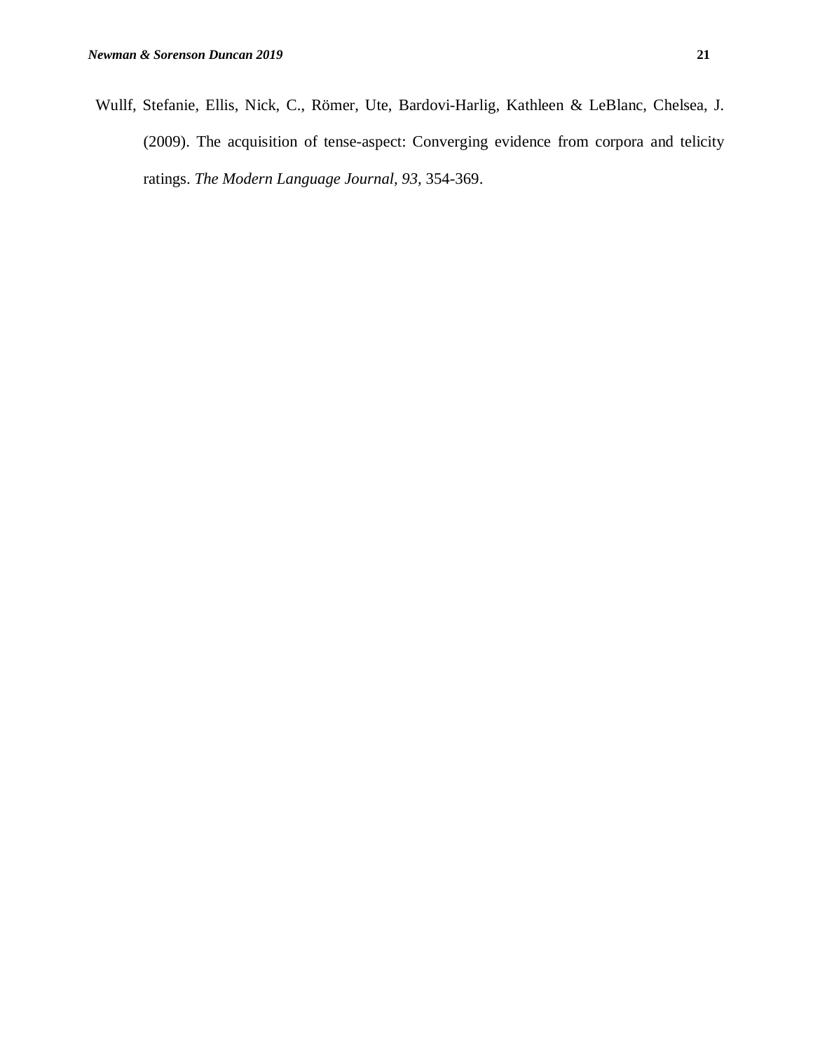Wullf, Stefanie, Ellis, Nick, C., Römer, Ute, Bardovi-Harlig, Kathleen & LeBlanc, Chelsea, J. (2009). The acquisition of tense-aspect: Converging evidence from corpora and telicity ratings. *The Modern Language Journal, 93,* 354-369.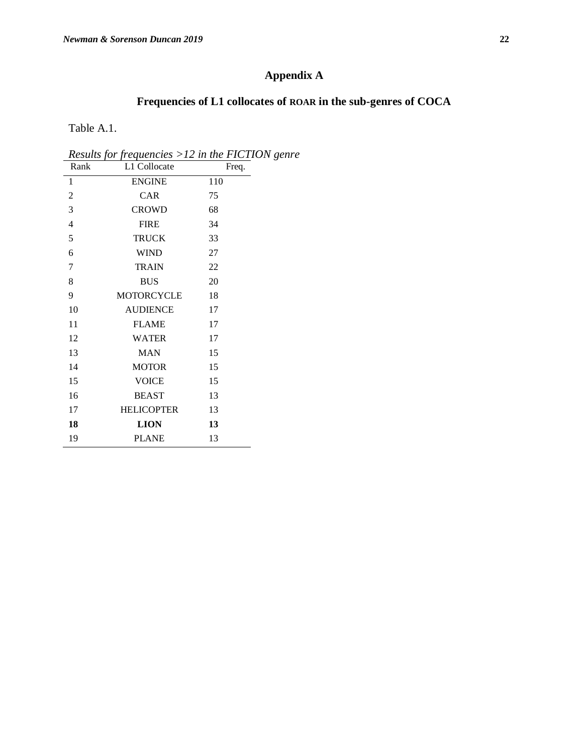# Appendix A

## Frequencies of L1 collocates of ROAR in the sub-genres of COCA

Table A.1.

*Results for frequencies >12 in the FICTION genre*

| Rank | L1 Collocate | Freq. |
|---|---|---|
| 1 | ENGINE | 110 |
| 2 | CAR | 75 |
| 3 | CROWD | 68 |
| 4 | FIRE | 34 |
| 5 | TRUCK | 33 |
| 6 | WIND | 27 |
| 7 | TRAIN | 22 |
| 8 | BUS | 20 |
| 9 | MOTORCYCLE | 18 |
| 10 | AUDIENCE | 17 |
| 11 | FLAME | 17 |
| 12 | WATER | 17 |
| 13 | MAN | 15 |
| 14 | MOTOR | 15 |
| 15 | VOICE | 15 |
| 16 | BEAST | 13 |
| 17 | HELICOPTER | 13 |
| **18** | **LION** | **13** |
| 19 | PLANE | 13 |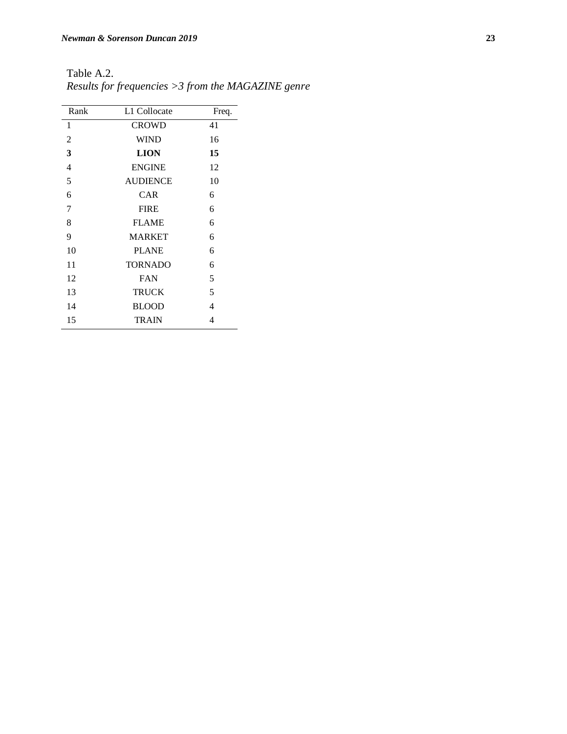Table A.2.
*Results for frequencies >3 from the MAGAZINE genre*

| Rank | L1 Collocate | Freq. |
|---|---|---|
| 1 | CROWD | 41 |
| 2 | WIND | 16 |
| **3** | **LION** | **15** |
| 4 | ENGINE | 12 |
| 5 | AUDIENCE | 10 |
| 6 | CAR | 6 |
| 7 | FIRE | 6 |
| 8 | FLAME | 6 |
| 9 | MARKET | 6 |
| 10 | PLANE | 6 |
| 11 | TORNADO | 6 |
| 12 | FAN | 5 |
| 13 | TRUCK | 5 |
| 14 | BLOOD | 4 |
| 15 | TRAIN | 4 |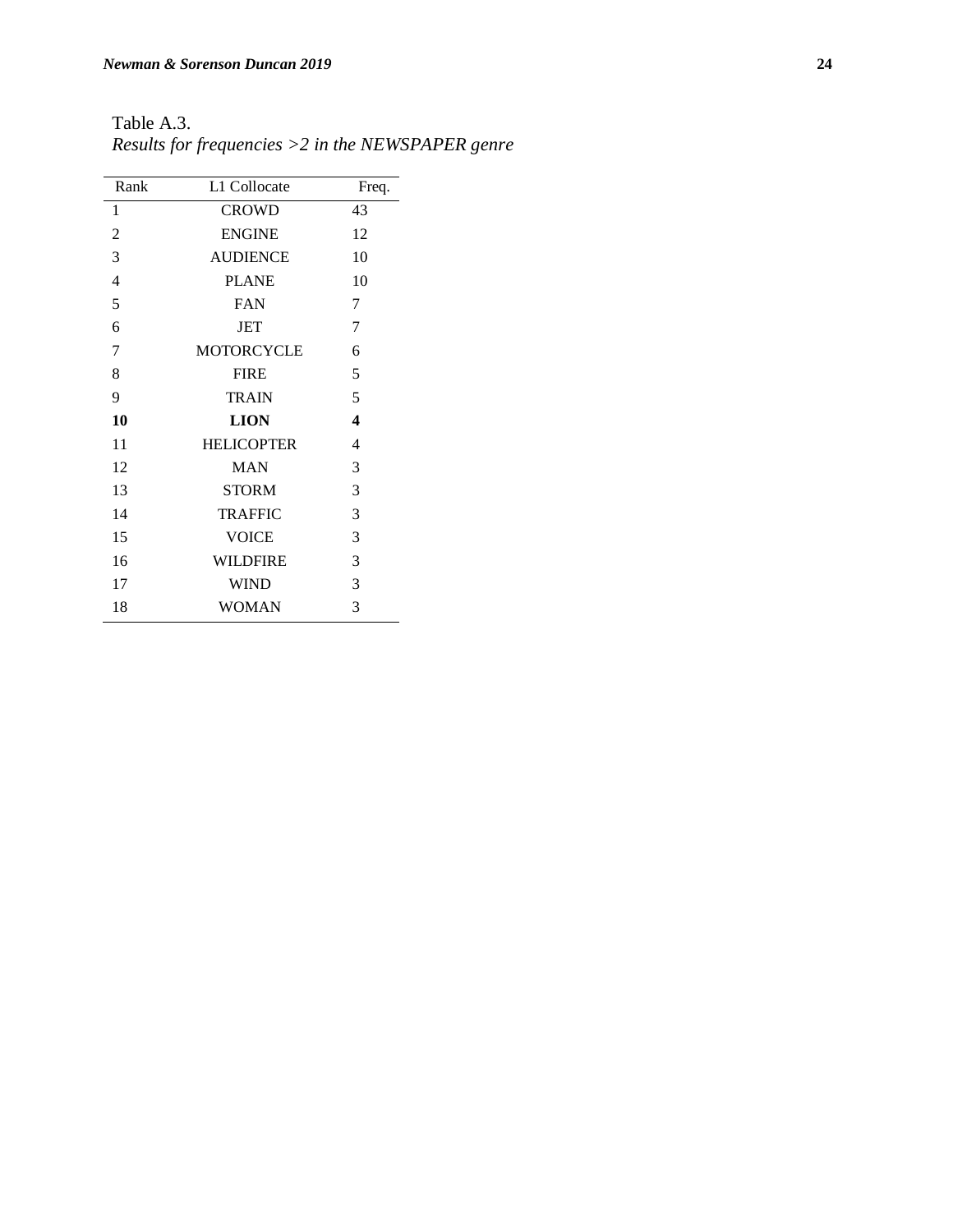Table A.3.

*Results for frequencies >2 in the NEWSPAPER genre*

| Rank | L1 Collocate | Freq. |
|---|---|---|
| 1 | CROWD | 43 |
| 2 | ENGINE | 12 |
| 3 | AUDIENCE | 10 |
| 4 | PLANE | 10 |
| 5 | FAN | 7 |
| 6 | JET | 7 |
| 7 | MOTORCYCLE | 6 |
| 8 | FIRE | 5 |
| 9 | TRAIN | 5 |
| **10** | **LION** | **4** |
| 11 | HELICOPTER | 4 |
| 12 | MAN | 3 |
| 13 | STORM | 3 |
| 14 | TRAFFIC | 3 |
| 15 | VOICE | 3 |
| 16 | WILDFIRE | 3 |
| 17 | WIND | 3 |
| 18 | WOMAN | 3 |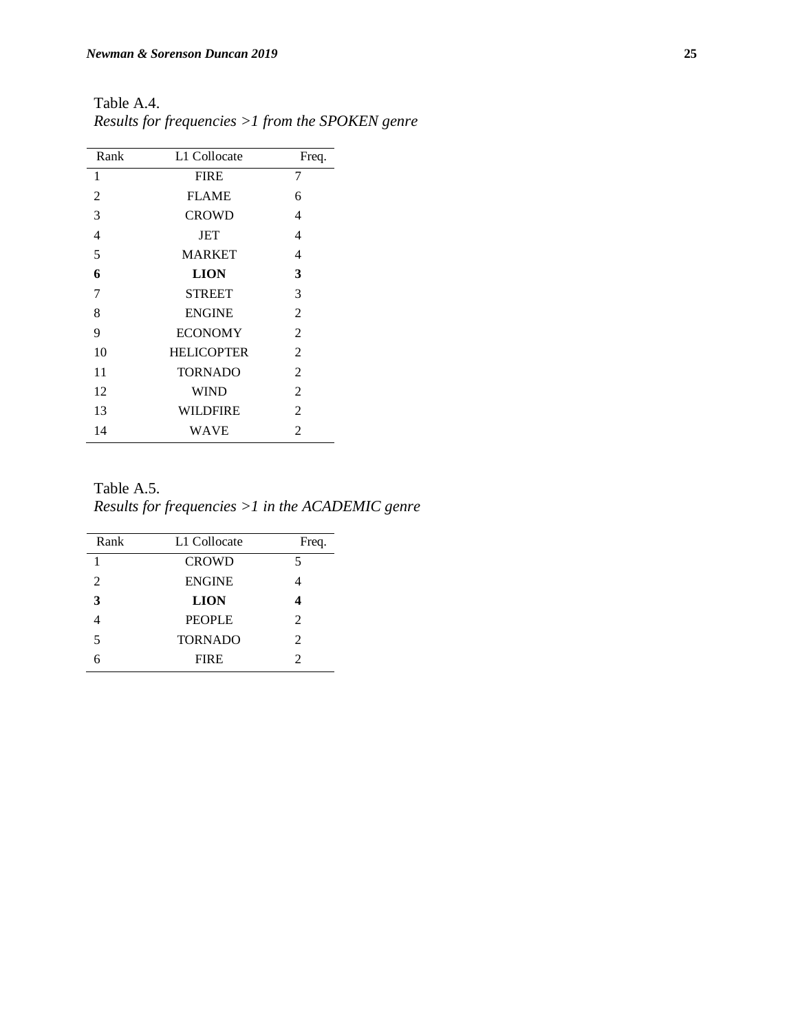Table A.4.
*Results for frequencies >1 from the SPOKEN genre*

| Rank | L1 Collocate | Freq. |
|---|---|---|
| 1 | FIRE | 7 |
| 2 | FLAME | 6 |
| 3 | CROWD | 4 |
| 4 | JET | 4 |
| 5 | MARKET | 4 |
| **6** | **LION** | **3** |
| 7 | STREET | 3 |
| 8 | ENGINE | 2 |
| 9 | ECONOMY | 2 |
| 10 | HELICOPTER | 2 |
| 11 | TORNADO | 2 |
| 12 | WIND | 2 |
| 13 | WILDFIRE | 2 |
| 14 | WAVE | 2 |

Table A.5.
*Results for frequencies >1 in the ACADEMIC genre*

| Rank | L1 Collocate | Freq. |
|---|---|---|
| 1 | CROWD | 5 |
| 2 | ENGINE | 4 |
| **3** | **LION** | **4** |
| 4 | PEOPLE | 2 |
| 5 | TORNADO | 2 |
| 6 | FIRE | 2 |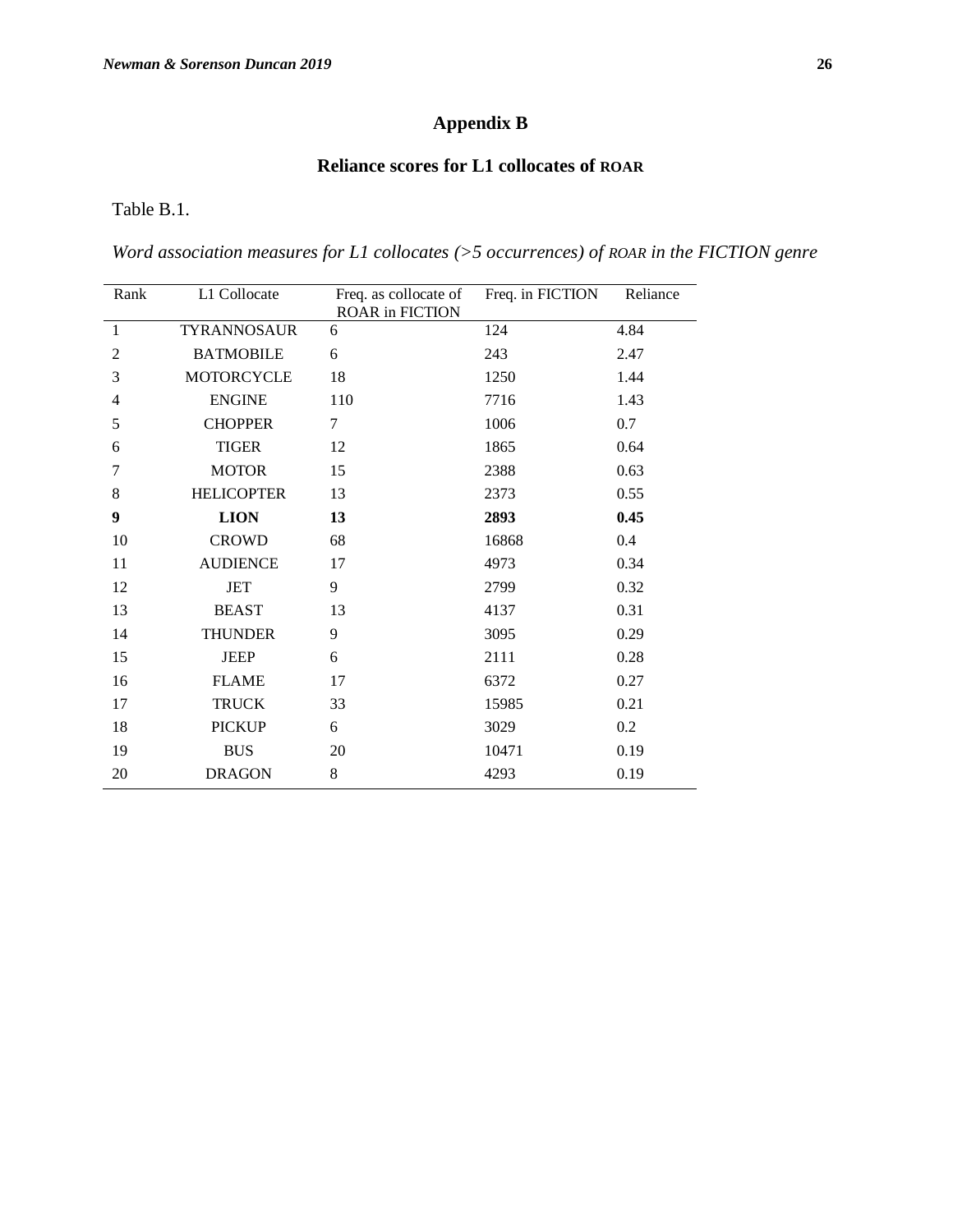# Appendix B

## Reliance scores for L1 collocates of ROAR

Table B.1.

*Word association measures for L1 collocates (>5 occurrences) of ROAR in the FICTION genre*

| Rank | L1 Collocate | Freq. as collocate of ROAR in FICTION | Freq. in FICTION | Reliance |
|---|---|---|---|---|
| 1 | TYRANNOSAUR | 6 | 124 | 4.84 |
| 2 | BATMOBILE | 6 | 243 | 2.47 |
| 3 | MOTORCYCLE | 18 | 1250 | 1.44 |
| 4 | ENGINE | 110 | 7716 | 1.43 |
| 5 | CHOPPER | 7 | 1006 | 0.7 |
| 6 | TIGER | 12 | 1865 | 0.64 |
| 7 | MOTOR | 15 | 2388 | 0.63 |
| 8 | HELICOPTER | 13 | 2373 | 0.55 |
| **9** | **LION** | **13** | **2893** | **0.45** |
| 10 | CROWD | 68 | 16868 | 0.4 |
| 11 | AUDIENCE | 17 | 4973 | 0.34 |
| 12 | JET | 9 | 2799 | 0.32 |
| 13 | BEAST | 13 | 4137 | 0.31 |
| 14 | THUNDER | 9 | 3095 | 0.29 |
| 15 | JEEP | 6 | 2111 | 0.28 |
| 16 | FLAME | 17 | 6372 | 0.27 |
| 17 | TRUCK | 33 | 15985 | 0.21 |
| 18 | PICKUP | 6 | 3029 | 0.2 |
| 19 | BUS | 20 | 10471 | 0.19 |
| 20 | DRAGON | 8 | 4293 | 0.19 |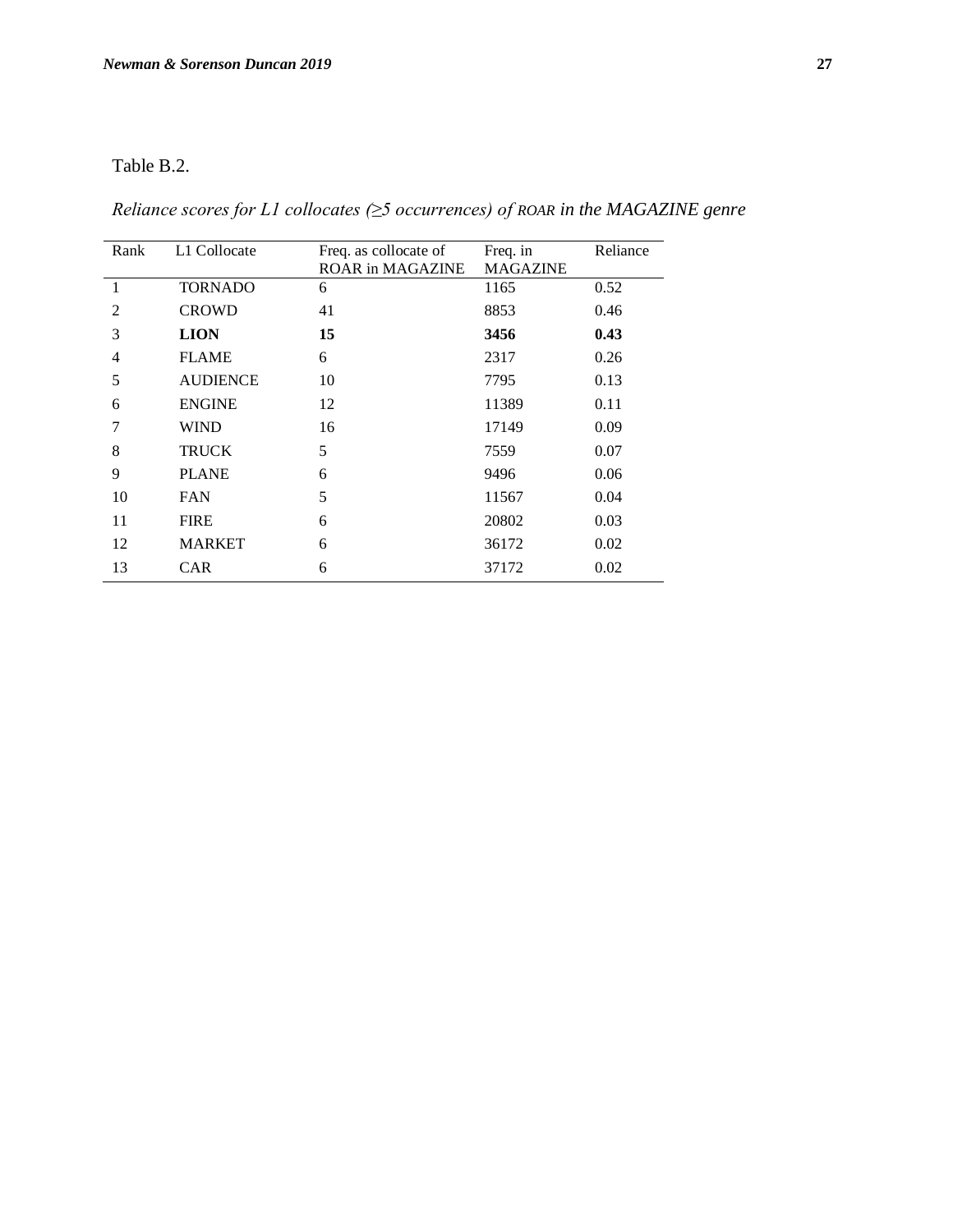Table B.2.

*Reliance scores for L1 collocates (≥5 occurrences) of ROAR in the MAGAZINE genre*

| Rank | L1 Collocate | Freq. as collocate of ROAR in MAGAZINE | Freq. in MAGAZINE | Reliance |
|---|---|---|---|---|
| 1 | TORNADO | 6 | 1165 | 0.52 |
| 2 | CROWD | 41 | 8853 | 0.46 |
| 3 | **LION** | **15** | **3456** | **0.43** |
| 4 | FLAME | 6 | 2317 | 0.26 |
| 5 | AUDIENCE | 10 | 7795 | 0.13 |
| 6 | ENGINE | 12 | 11389 | 0.11 |
| 7 | WIND | 16 | 17149 | 0.09 |
| 8 | TRUCK | 5 | 7559 | 0.07 |
| 9 | PLANE | 6 | 9496 | 0.06 |
| 10 | FAN | 5 | 11567 | 0.04 |
| 11 | FIRE | 6 | 20802 | 0.03 |
| 12 | MARKET | 6 | 36172 | 0.02 |
| 13 | CAR | 6 | 37172 | 0.02 |